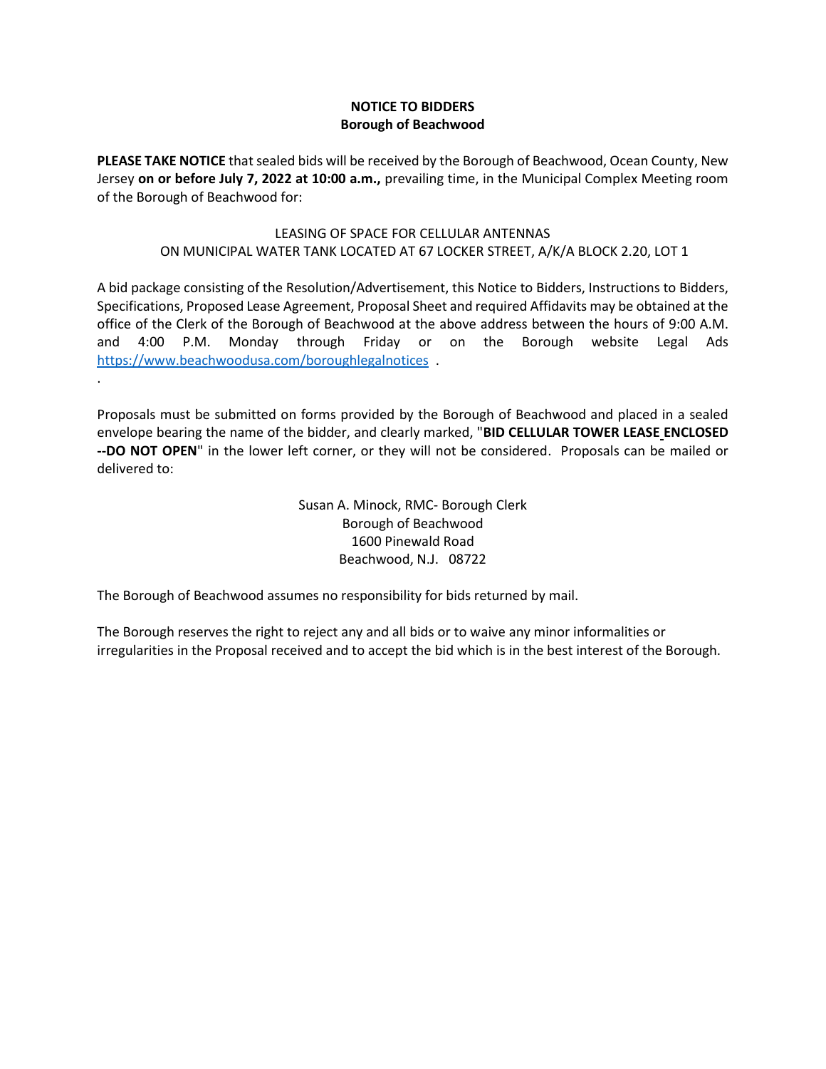# NOTICE TO BIDDERS
## Borough of Beachwood

**PLEASE TAKE NOTICE** that sealed bids will be received by the Borough of Beachwood, Ocean County, New Jersey **on or before July 7, 2022 at 10:00 a.m.,** prevailing time, in the Municipal Complex Meeting room of the Borough of Beachwood for:

LEASING OF SPACE FOR CELLULAR ANTENNAS
ON MUNICIPAL WATER TANK LOCATED AT 67 LOCKER STREET, A/K/A BLOCK 2.20, LOT 1

A bid package consisting of the Resolution/Advertisement, this Notice to Bidders, Instructions to Bidders, Specifications, Proposed Lease Agreement, Proposal Sheet and required Affidavits may be obtained at the office of the Clerk of the Borough of Beachwood at the above address between the hours of 9:00 A.M. and 4:00 P.M. Monday through Friday or on the Borough website Legal Ads https://www.beachwoodusa.com/boroughlegalnotices .

.

Proposals must be submitted on forms provided by the Borough of Beachwood and placed in a sealed envelope bearing the name of the bidder, and clearly marked, "**BID CELLULAR TOWER LEASE ENCLOSED --DO NOT OPEN**" in the lower left corner, or they will not be considered. Proposals can be mailed or delivered to:

Susan A. Minock, RMC- Borough Clerk
Borough of Beachwood
1600 Pinewald Road
Beachwood, N.J. 08722

The Borough of Beachwood assumes no responsibility for bids returned by mail.

The Borough reserves the right to reject any and all bids or to waive any minor informalities or irregularities in the Proposal received and to accept the bid which is in the best interest of the Borough.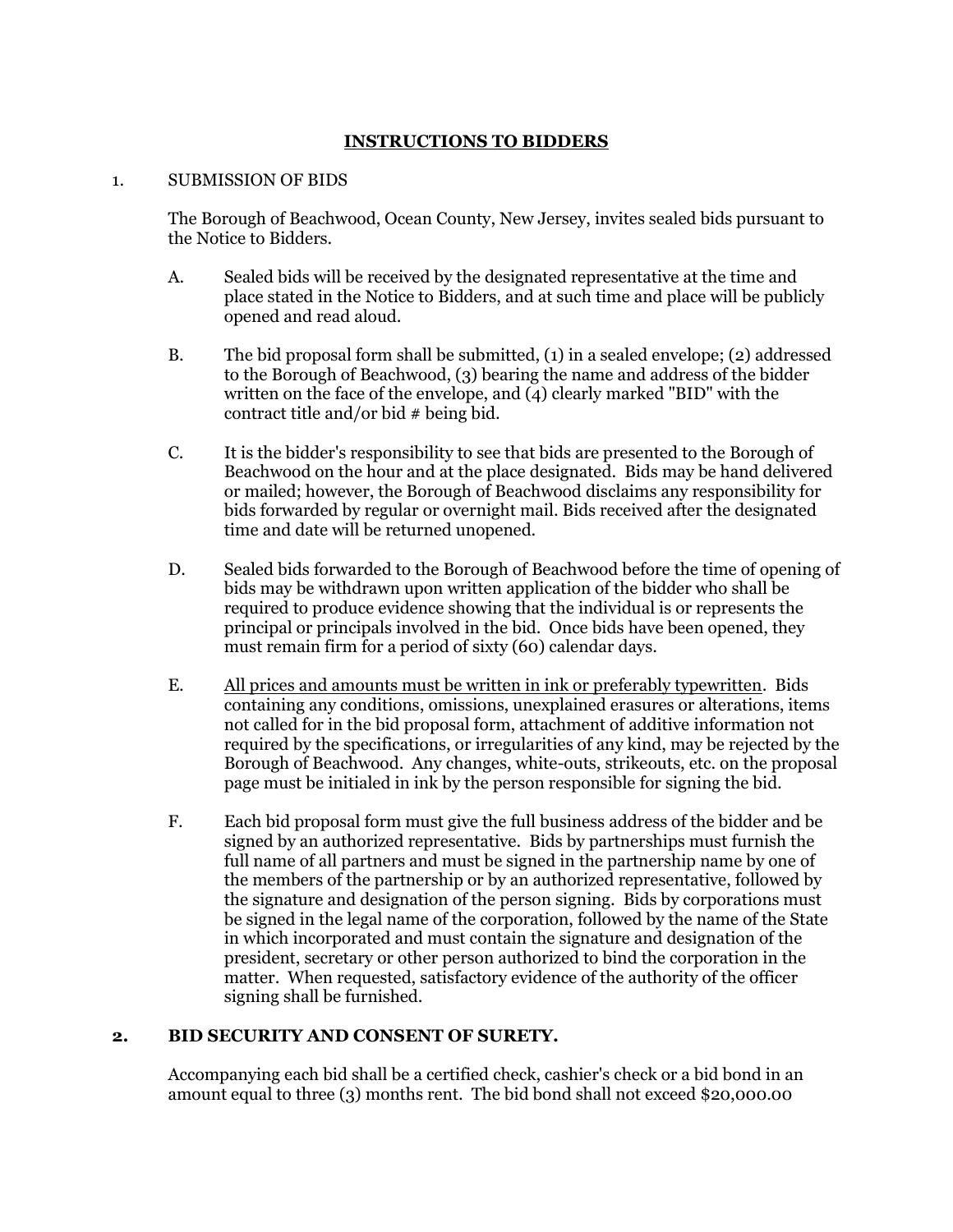# INSTRUCTIONS TO BIDDERS

1. SUBMISSION OF BIDS

   The Borough of Beachwood, Ocean County, New Jersey, invites sealed bids pursuant to the Notice to Bidders.

   A. Sealed bids will be received by the designated representative at the time and place stated in the Notice to Bidders, and at such time and place will be publicly opened and read aloud.

   B. The bid proposal form shall be submitted, (1) in a sealed envelope; (2) addressed to the Borough of Beachwood, (3) bearing the name and address of the bidder written on the face of the envelope, and (4) clearly marked "BID" with the contract title and/or bid # being bid.

   C. It is the bidder's responsibility to see that bids are presented to the Borough of Beachwood on the hour and at the place designated. Bids may be hand delivered or mailed; however, the Borough of Beachwood disclaims any responsibility for bids forwarded by regular or overnight mail. Bids received after the designated time and date will be returned unopened.

   D. Sealed bids forwarded to the Borough of Beachwood before the time of opening of bids may be withdrawn upon written application of the bidder who shall be required to produce evidence showing that the individual is or represents the principal or principals involved in the bid. Once bids have been opened, they must remain firm for a period of sixty (60) calendar days.

   E. <u>All prices and amounts must be written in ink or preferably typewritten</u>. Bids containing any conditions, omissions, unexplained erasures or alterations, items not called for in the bid proposal form, attachment of additive information not required by the specifications, or irregularities of any kind, may be rejected by the Borough of Beachwood. Any changes, white-outs, strikeouts, etc. on the proposal page must be initialed in ink by the person responsible for signing the bid.

   F. Each bid proposal form must give the full business address of the bidder and be signed by an authorized representative. Bids by partnerships must furnish the full name of all partners and must be signed in the partnership name by one of the members of the partnership or by an authorized representative, followed by the signature and designation of the person signing. Bids by corporations must be signed in the legal name of the corporation, followed by the name of the State in which incorporated and must contain the signature and designation of the president, secretary or other person authorized to bind the corporation in the matter. When requested, satisfactory evidence of the authority of the officer signing shall be furnished.

**2. BID SECURITY AND CONSENT OF SURETY.**

   Accompanying each bid shall be a certified check, cashier's check or a bid bond in an amount equal to three (3) months rent. The bid bond shall not exceed $20,000.00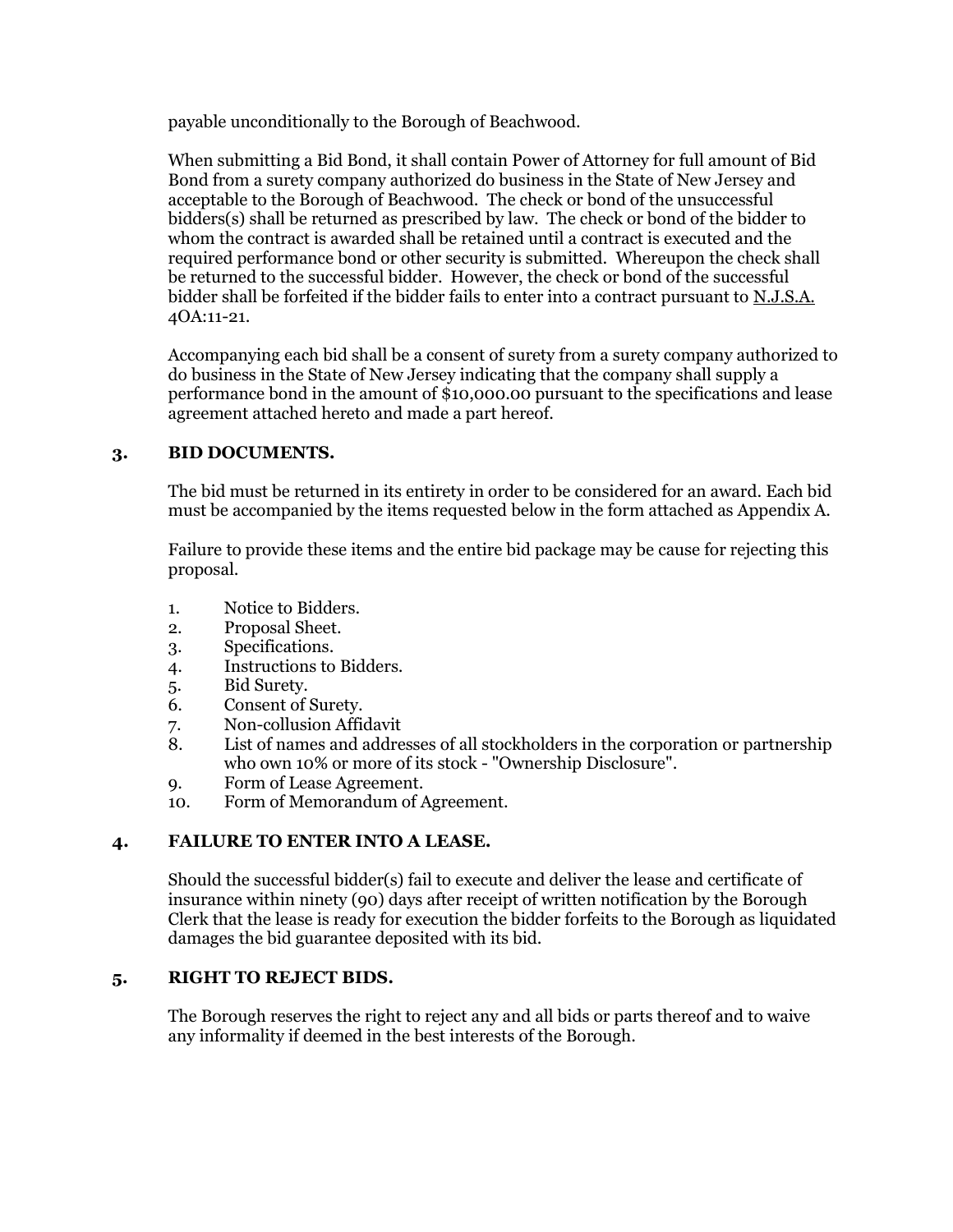payable unconditionally to the Borough of Beachwood.

When submitting a Bid Bond, it shall contain Power of Attorney for full amount of Bid Bond from a surety company authorized do business in the State of New Jersey and acceptable to the Borough of Beachwood. The check or bond of the unsuccessful bidders(s) shall be returned as prescribed by law. The check or bond of the bidder to whom the contract is awarded shall be retained until a contract is executed and the required performance bond or other security is submitted. Whereupon the check shall be returned to the successful bidder. However, the check or bond of the successful bidder shall be forfeited if the bidder fails to enter into a contract pursuant to N.J.S.A. 40A:11-21.

Accompanying each bid shall be a consent of surety from a surety company authorized to do business in the State of New Jersey indicating that the company shall supply a performance bond in the amount of $10,000.00 pursuant to the specifications and lease agreement attached hereto and made a part hereof.

## 3. BID DOCUMENTS.

The bid must be returned in its entirety in order to be considered for an award. Each bid must be accompanied by the items requested below in the form attached as Appendix A.

Failure to provide these items and the entire bid package may be cause for rejecting this proposal.

1. Notice to Bidders.
2. Proposal Sheet.
3. Specifications.
4. Instructions to Bidders.
5. Bid Surety.
6. Consent of Surety.
7. Non-collusion Affidavit
8. List of names and addresses of all stockholders in the corporation or partnership who own 10% or more of its stock - "Ownership Disclosure".
9. Form of Lease Agreement.
10. Form of Memorandum of Agreement.

## 4. FAILURE TO ENTER INTO A LEASE.

Should the successful bidder(s) fail to execute and deliver the lease and certificate of insurance within ninety (90) days after receipt of written notification by the Borough Clerk that the lease is ready for execution the bidder forfeits to the Borough as liquidated damages the bid guarantee deposited with its bid.

## 5. RIGHT TO REJECT BIDS.

The Borough reserves the right to reject any and all bids or parts thereof and to waive any informality if deemed in the best interests of the Borough.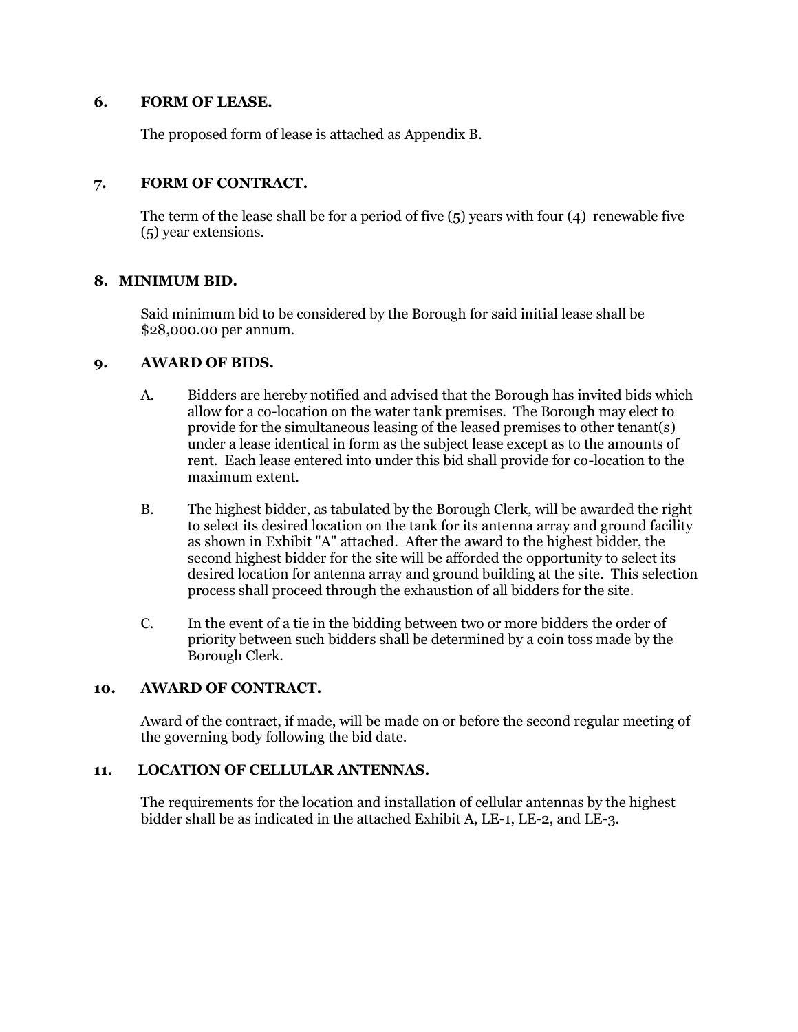## 6. FORM OF LEASE.

The proposed form of lease is attached as Appendix B.

## 7. FORM OF CONTRACT.

The term of the lease shall be for a period of five (5) years with four (4) renewable five (5) year extensions.

## 8. MINIMUM BID.

Said minimum bid to be considered by the Borough for said initial lease shall be $28,000.00 per annum.

## 9. AWARD OF BIDS.

A. Bidders are hereby notified and advised that the Borough has invited bids which allow for a co-location on the water tank premises. The Borough may elect to provide for the simultaneous leasing of the leased premises to other tenant(s) under a lease identical in form as the subject lease except as to the amounts of rent. Each lease entered into under this bid shall provide for co-location to the maximum extent.

B. The highest bidder, as tabulated by the Borough Clerk, will be awarded the right to select its desired location on the tank for its antenna array and ground facility as shown in Exhibit "A" attached. After the award to the highest bidder, the second highest bidder for the site will be afforded the opportunity to select its desired location for antenna array and ground building at the site. This selection process shall proceed through the exhaustion of all bidders for the site.

C. In the event of a tie in the bidding between two or more bidders the order of priority between such bidders shall be determined by a coin toss made by the Borough Clerk.

## 10. AWARD OF CONTRACT.

Award of the contract, if made, will be made on or before the second regular meeting of the governing body following the bid date.

## 11. LOCATION OF CELLULAR ANTENNAS.

The requirements for the location and installation of cellular antennas by the highest bidder shall be as indicated in the attached Exhibit A, LE-1, LE-2, and LE-3.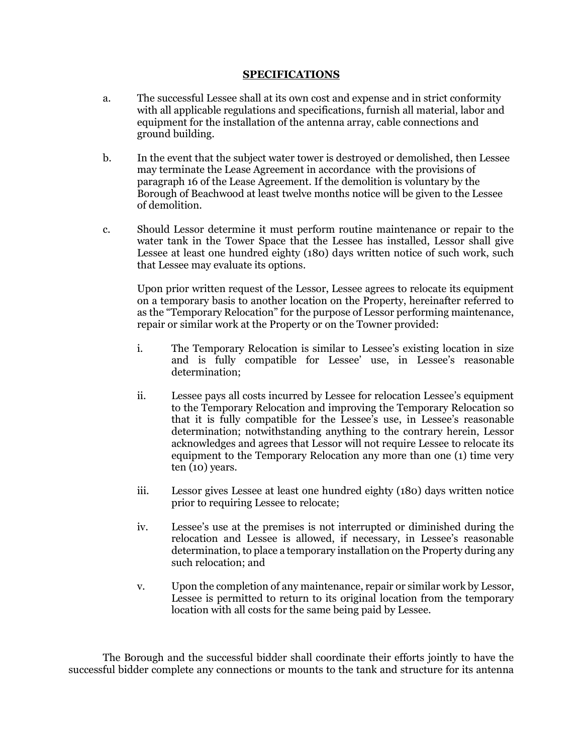## SPECIFICATIONS

a. The successful Lessee shall at its own cost and expense and in strict conformity with all applicable regulations and specifications, furnish all material, labor and equipment for the installation of the antenna array, cable connections and ground building.

b. In the event that the subject water tower is destroyed or demolished, then Lessee may terminate the Lease Agreement in accordance with the provisions of paragraph 16 of the Lease Agreement. If the demolition is voluntary by the Borough of Beachwood at least twelve months notice will be given to the Lessee of demolition.

c. Should Lessor determine it must perform routine maintenance or repair to the water tank in the Tower Space that the Lessee has installed, Lessor shall give Lessee at least one hundred eighty (180) days written notice of such work, such that Lessee may evaluate its options.

   Upon prior written request of the Lessor, Lessee agrees to relocate its equipment on a temporary basis to another location on the Property, hereinafter referred to as the "Temporary Relocation" for the purpose of Lessor performing maintenance, repair or similar work at the Property or on the Towner provided:

   i. The Temporary Relocation is similar to Lessee's existing location in size and is fully compatible for Lessee' use, in Lessee's reasonable determination;

   ii. Lessee pays all costs incurred by Lessee for relocation Lessee's equipment to the Temporary Relocation and improving the Temporary Relocation so that it is fully compatible for the Lessee's use, in Lessee's reasonable determination; notwithstanding anything to the contrary herein, Lessor acknowledges and agrees that Lessor will not require Lessee to relocate its equipment to the Temporary Relocation any more than one (1) time very ten (10) years.

   iii. Lessor gives Lessee at least one hundred eighty (180) days written notice prior to requiring Lessee to relocate;

   iv. Lessee's use at the premises is not interrupted or diminished during the relocation and Lessee is allowed, if necessary, in Lessee's reasonable determination, to place a temporary installation on the Property during any such relocation; and

   v. Upon the completion of any maintenance, repair or similar work by Lessor, Lessee is permitted to return to its original location from the temporary location with all costs for the same being paid by Lessee.

The Borough and the successful bidder shall coordinate their efforts jointly to have the successful bidder complete any connections or mounts to the tank and structure for its antenna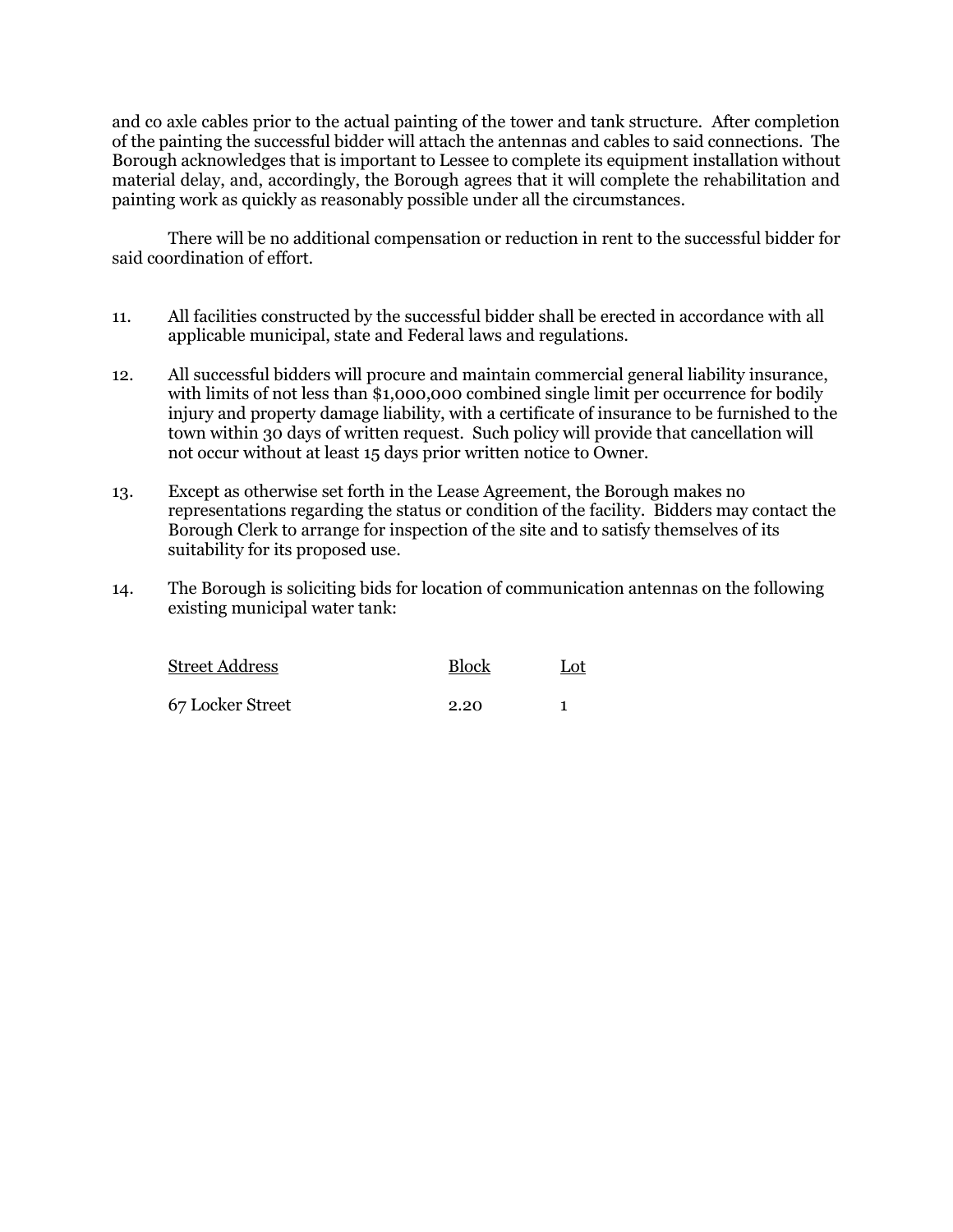and co axle cables prior to the actual painting of the tower and tank structure. After completion of the painting the successful bidder will attach the antennas and cables to said connections. The Borough acknowledges that is important to Lessee to complete its equipment installation without material delay, and, accordingly, the Borough agrees that it will complete the rehabilitation and painting work as quickly as reasonably possible under all the circumstances.

There will be no additional compensation or reduction in rent to the successful bidder for said coordination of effort.

11. All facilities constructed by the successful bidder shall be erected in accordance with all applicable municipal, state and Federal laws and regulations.

12. All successful bidders will procure and maintain commercial general liability insurance, with limits of not less than $1,000,000 combined single limit per occurrence for bodily injury and property damage liability, with a certificate of insurance to be furnished to the town within 30 days of written request. Such policy will provide that cancellation will not occur without at least 15 days prior written notice to Owner.

13. Except as otherwise set forth in the Lease Agreement, the Borough makes no representations regarding the status or condition of the facility. Bidders may contact the Borough Clerk to arrange for inspection of the site and to satisfy themselves of its suitability for its proposed use.

14. The Borough is soliciting bids for location of communication antennas on the following existing municipal water tank:

| Street Address | Block | Lot |
|---|---|---|
| 67 Locker Street | 2.20 | 1 |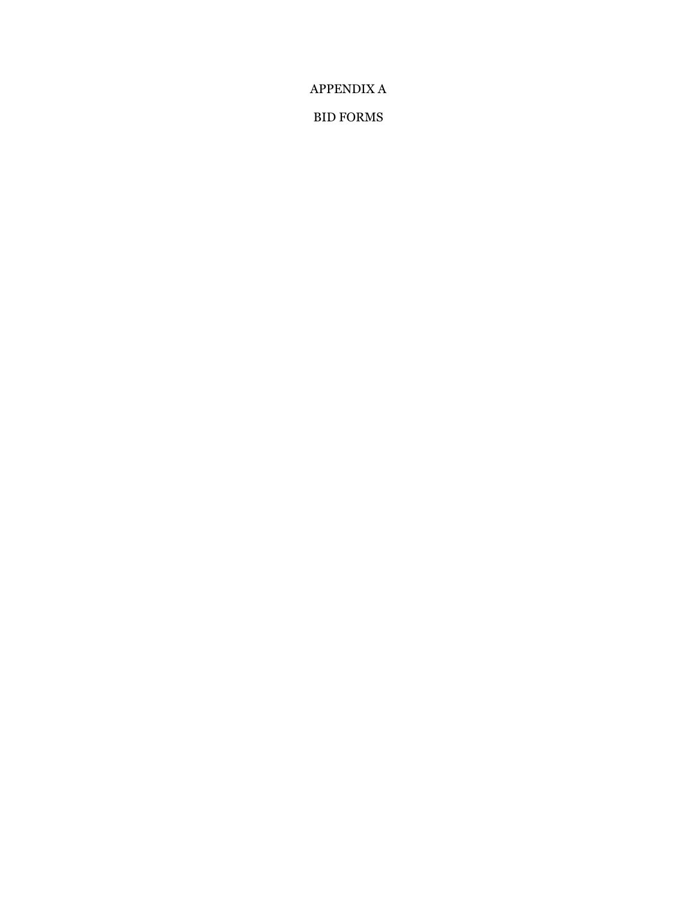# APPENDIX A

# BID FORMS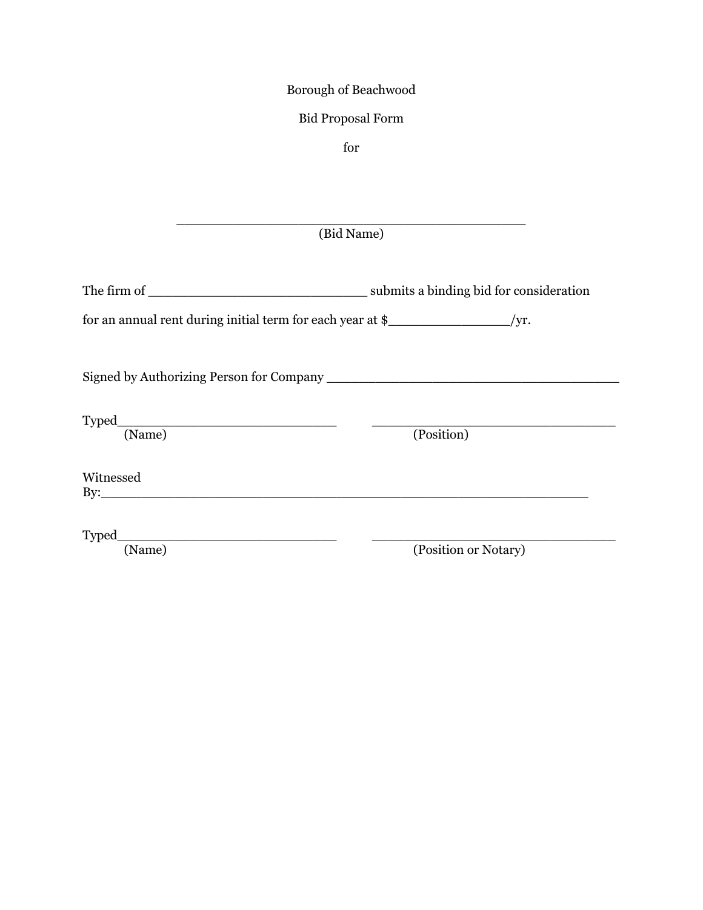Borough of Beachwood

Bid Proposal Form

for

_______________________________________________
(Bid Name)

The firm of _____________________________ submits a binding bid for consideration

for an annual rent during initial term for each year at $_______________/yr.

Signed by Authorizing Person for Company _______________________________________

Typed_____________________________ _________________________________
(Name) (Position)

Witnessed
By:_________________________________________________________________

Typed_____________________________ _________________________________
(Name) (Position or Notary)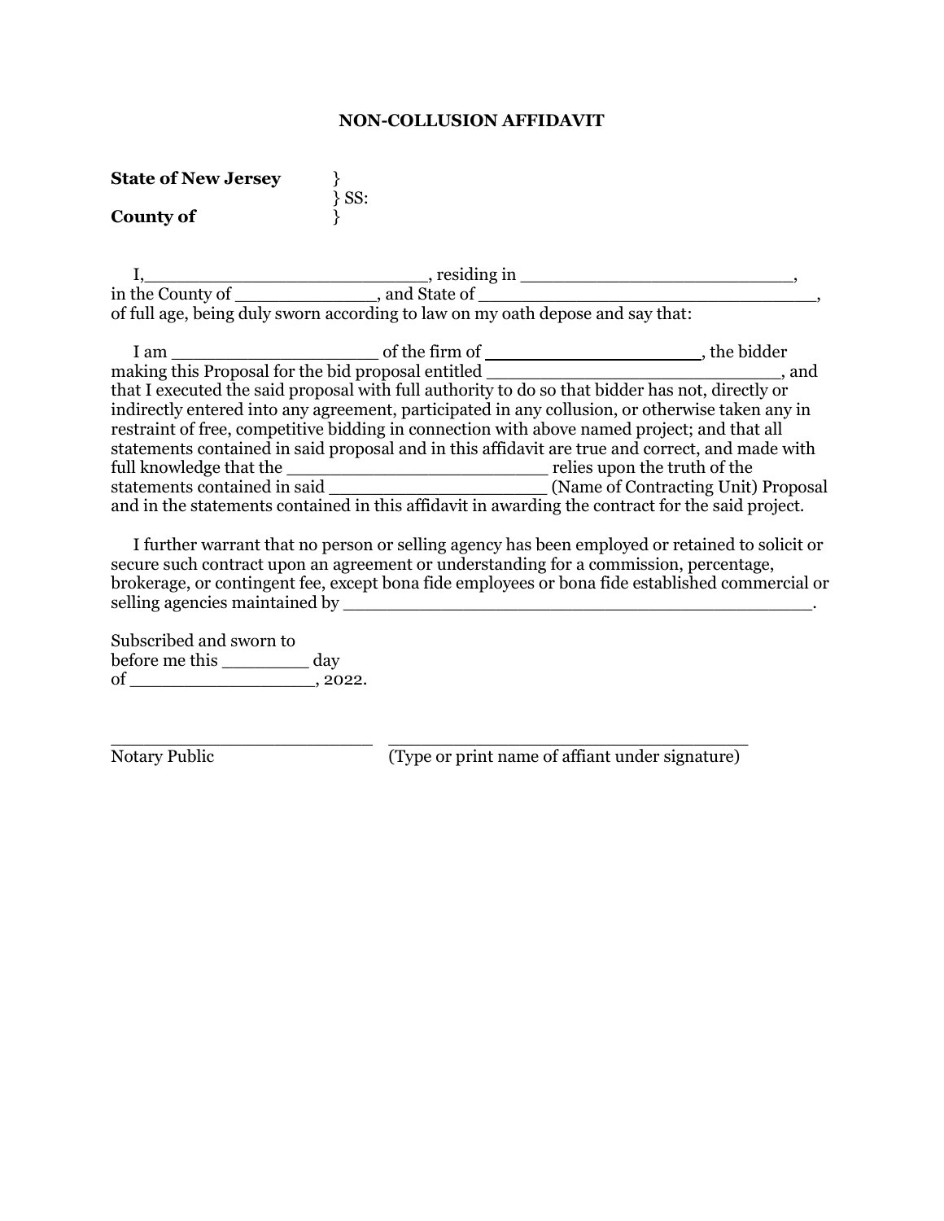# NON-COLLUSION AFFIDAVIT

**State of New Jersey** }
} SS:
**County of** }

I,\_\_\_\_\_\_\_\_\_\_\_\_\_\_\_\_\_\_\_\_\_\_\_\_\_\_, residing in \_\_\_\_\_\_\_\_\_\_\_\_\_\_\_\_\_\_\_\_\_\_\_\_\_\_, in the County of \_\_\_\_\_\_\_\_\_\_\_\_\_\_, and State of \_\_\_\_\_\_\_\_\_\_\_\_\_\_\_\_\_\_\_\_\_\_\_\_\_\_\_\_\_\_\_\_, of full age, being duly sworn according to law on my oath depose and say that:

I am \_\_\_\_\_\_\_\_\_\_\_\_\_\_\_\_\_\_\_\_ of the firm of \_\_\_\_\_\_\_\_\_\_\_\_\_\_\_\_\_\_\_\_, the bidder making this Proposal for the bid proposal entitled \_\_\_\_\_\_\_\_\_\_\_\_\_\_\_\_\_\_\_\_\_\_\_\_\_\_\_\_\_\_, and that I executed the said proposal with full authority to do so that bidder has not, directly or indirectly entered into any agreement, participated in any collusion, or otherwise taken any in restraint of free, competitive bidding in connection with above named project; and that all statements contained in said proposal and in this affidavit are true and correct, and made with full knowledge that the \_\_\_\_\_\_\_\_\_\_\_\_\_\_\_\_\_\_\_\_\_\_\_\_\_ relies upon the truth of the statements contained in said \_\_\_\_\_\_\_\_\_\_\_\_\_\_\_\_\_\_\_\_\_ (Name of Contracting Unit) Proposal and in the statements contained in this affidavit in awarding the contract for the said project.

I further warrant that no person or selling agency has been employed or retained to solicit or secure such contract upon an agreement or understanding for a commission, percentage, brokerage, or contingent fee, except bona fide employees or bona fide established commercial or selling agencies maintained by \_\_\_\_\_\_\_\_\_\_\_\_\_\_\_\_\_\_\_\_\_\_\_\_\_\_\_\_\_\_\_\_\_\_\_\_\_\_\_\_\_\_\_\_\_\_.

Subscribed and sworn to
before me this \_\_\_\_\_\_\_\_ day
of \_\_\_\_\_\_\_\_\_\_\_\_\_\_\_\_\_, 2022.

\_\_\_\_\_\_\_\_\_\_\_\_\_\_\_\_\_\_\_\_\_\_\_\_\_\_ \_\_\_\_\_\_\_\_\_\_\_\_\_\_\_\_\_\_\_\_\_\_\_\_\_\_\_\_\_\_\_\_\_\_\_\_
Notary Public (Type or print name of affiant under signature)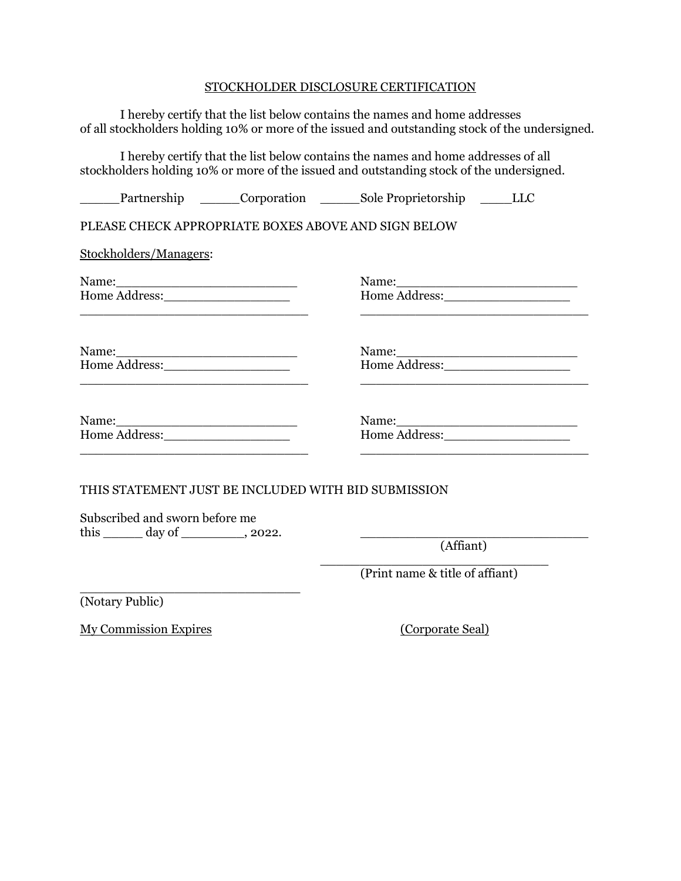STOCKHOLDER DISCLOSURE CERTIFICATION

I hereby certify that the list below contains the names and home addresses of all stockholders holding 10% or more of the issued and outstanding stock of the undersigned.

I hereby certify that the list below contains the names and home addresses of all stockholders holding 10% or more of the issued and outstanding stock of the undersigned.

_____Partnership _____Corporation _____Sole Proprietorship ____LLC

PLEASE CHECK APPROPRIATE BOXES ABOVE AND SIGN BELOW

Stockholders/Managers:

Name:________________________
Home Address:_________________
______________________________

Name:________________________
Home Address:_________________
______________________________

Name:________________________
Home Address:_________________
______________________________

Name:________________________
Home Address:_________________
______________________________

Name:________________________
Home Address:_________________
______________________________

Name:________________________
Home Address:_________________
______________________________

THIS STATEMENT JUST BE INCLUDED WITH BID SUBMISSION

Subscribed and sworn before me
this _____ day of ________, 2022.

______________________________
(Affiant)

______________________________
(Print name & title of affiant)

______________________________
(Notary Public)

My Commission Expires

(Corporate Seal)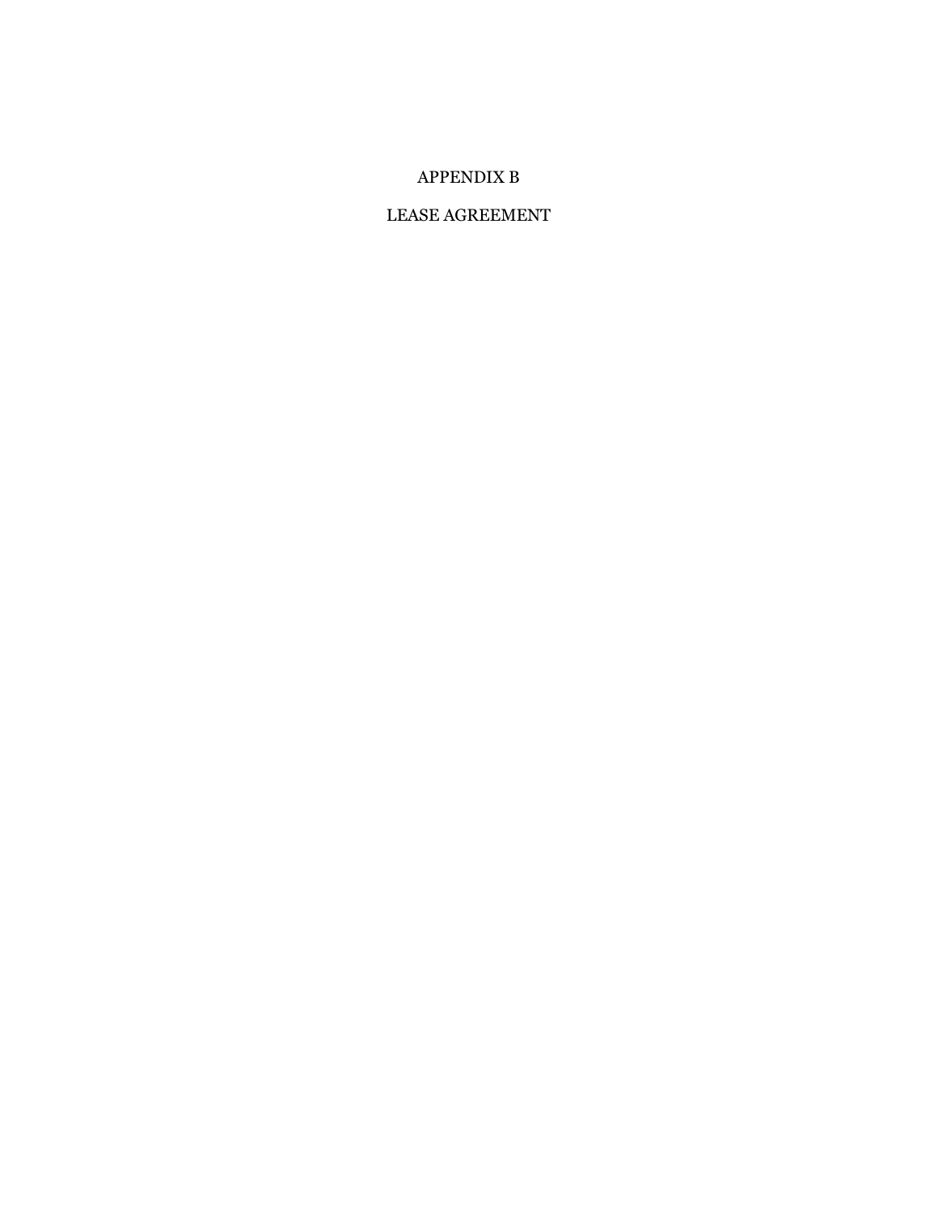# APPENDIX B

# LEASE AGREEMENT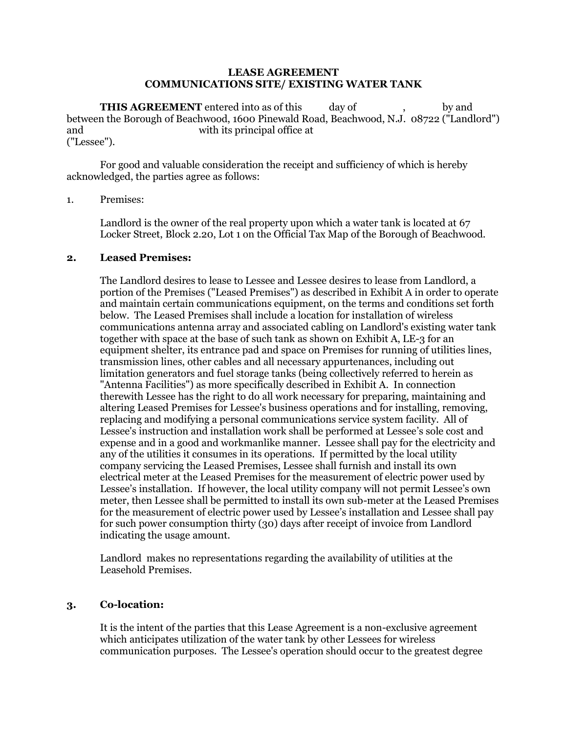**LEASE AGREEMENT**
**COMMUNICATIONS SITE/ EXISTING WATER TANK**

**THIS AGREEMENT** entered into as of this day of , by and between the Borough of Beachwood, 1600 Pinewald Road, Beachwood, N.J. 08722 ("Landlord") and with its principal office at ("Lessee").

For good and valuable consideration the receipt and sufficiency of which is hereby acknowledged, the parties agree as follows:

1. Premises:

   Landlord is the owner of the real property upon which a water tank is located at 67 Locker Street, Block 2.20, Lot 1 on the Official Tax Map of the Borough of Beachwood.

**2. Leased Premises:**

The Landlord desires to lease to Lessee and Lessee desires to lease from Landlord, a portion of the Premises ("Leased Premises") as described in Exhibit A in order to operate and maintain certain communications equipment, on the terms and conditions set forth below. The Leased Premises shall include a location for installation of wireless communications antenna array and associated cabling on Landlord's existing water tank together with space at the base of such tank as shown on Exhibit A, LE-3 for an equipment shelter, its entrance pad and space on Premises for running of utilities lines, transmission lines, other cables and all necessary appurtenances, including out limitation generators and fuel storage tanks (being collectively referred to herein as "Antenna Facilities") as more specifically described in Exhibit A. In connection therewith Lessee has the right to do all work necessary for preparing, maintaining and altering Leased Premises for Lessee's business operations and for installing, removing, replacing and modifying a personal communications service system facility. All of Lessee's instruction and installation work shall be performed at Lessee's sole cost and expense and in a good and workmanlike manner. Lessee shall pay for the electricity and any of the utilities it consumes in its operations. If permitted by the local utility company servicing the Leased Premises, Lessee shall furnish and install its own electrical meter at the Leased Premises for the measurement of electric power used by Lessee's installation. If however, the local utility company will not permit Lessee's own meter, then Lessee shall be permitted to install its own sub-meter at the Leased Premises for the measurement of electric power used by Lessee's installation and Lessee shall pay for such power consumption thirty (30) days after receipt of invoice from Landlord indicating the usage amount.

Landlord makes no representations regarding the availability of utilities at the Leasehold Premises.

**3. Co-location:**

It is the intent of the parties that this Lease Agreement is a non-exclusive agreement which anticipates utilization of the water tank by other Lessees for wireless communication purposes. The Lessee's operation should occur to the greatest degree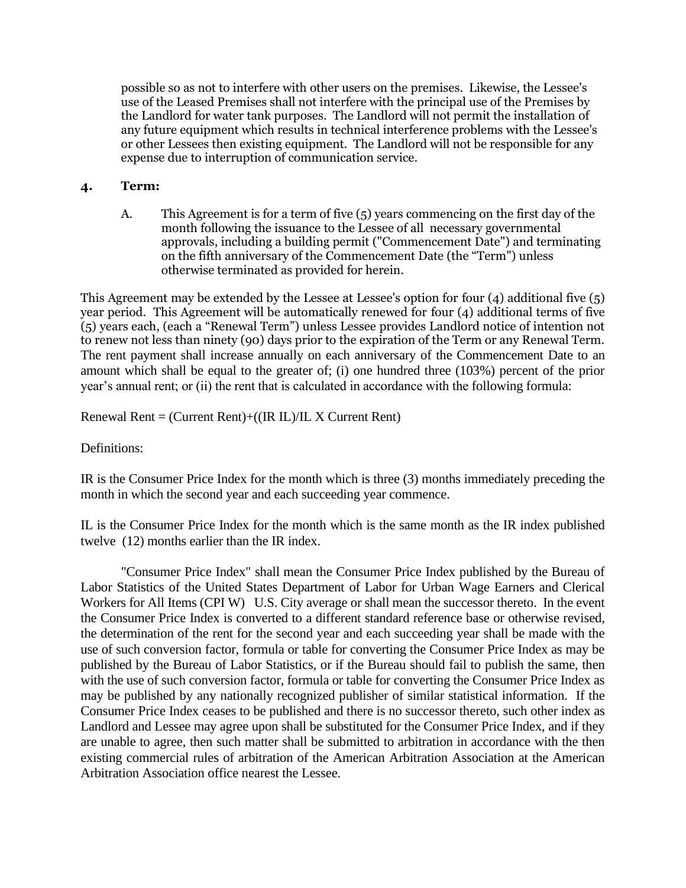possible so as not to interfere with other users on the premises. Likewise, the Lessee's use of the Leased Premises shall not interfere with the principal use of the Premises by the Landlord for water tank purposes. The Landlord will not permit the installation of any future equipment which results in technical interference problems with the Lessee's or other Lessees then existing equipment. The Landlord will not be responsible for any expense due to interruption of communication service.

**4. Term:**

A. This Agreement is for a term of five (5) years commencing on the first day of the month following the issuance to the Lessee of all necessary governmental approvals, including a building permit ("Commencement Date") and terminating on the fifth anniversary of the Commencement Date (the "Term") unless otherwise terminated as provided for herein.

This Agreement may be extended by the Lessee at Lessee's option for four (4) additional five (5) year period. This Agreement will be automatically renewed for four (4) additional terms of five (5) years each, (each a "Renewal Term") unless Lessee provides Landlord notice of intention not to renew not less than ninety (90) days prior to the expiration of the Term or any Renewal Term. The rent payment shall increase annually on each anniversary of the Commencement Date to an amount which shall be equal to the greater of; (i) one hundred three (103%) percent of the prior year's annual rent; or (ii) the rent that is calculated in accordance with the following formula:

Renewal Rent = (Current Rent)+((IR IL)/IL X Current Rent)

Definitions:

IR is the Consumer Price Index for the month which is three (3) months immediately preceding the month in which the second year and each succeeding year commence.

IL is the Consumer Price Index for the month which is the same month as the IR index published twelve (12) months earlier than the IR index.

"Consumer Price Index" shall mean the Consumer Price Index published by the Bureau of Labor Statistics of the United States Department of Labor for Urban Wage Earners and Clerical Workers for All Items (CPI W) U.S. City average or shall mean the successor thereto. In the event the Consumer Price Index is converted to a different standard reference base or otherwise revised, the determination of the rent for the second year and each succeeding year shall be made with the use of such conversion factor, formula or table for converting the Consumer Price Index as may be published by the Bureau of Labor Statistics, or if the Bureau should fail to publish the same, then with the use of such conversion factor, formula or table for converting the Consumer Price Index as may be published by any nationally recognized publisher of similar statistical information. If the Consumer Price Index ceases to be published and there is no successor thereto, such other index as Landlord and Lessee may agree upon shall be substituted for the Consumer Price Index, and if they are unable to agree, then such matter shall be submitted to arbitration in accordance with the then existing commercial rules of arbitration of the American Arbitration Association at the American Arbitration Association office nearest the Lessee.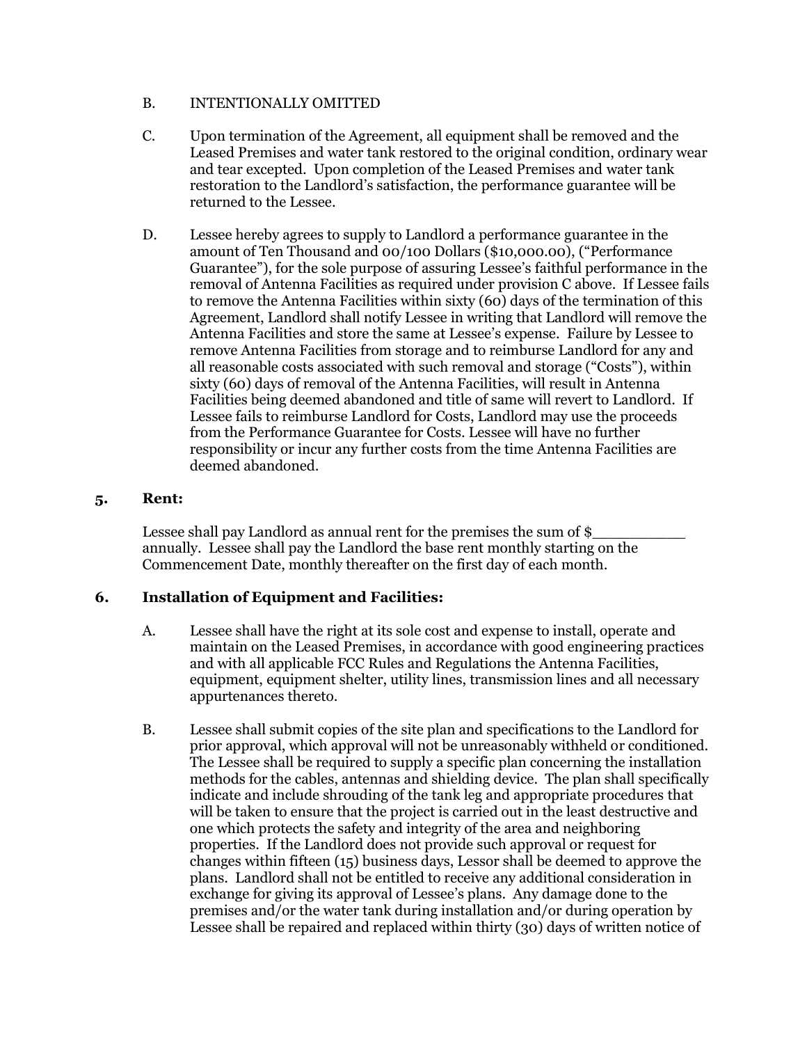B. INTENTIONALLY OMITTED

C. Upon termination of the Agreement, all equipment shall be removed and the Leased Premises and water tank restored to the original condition, ordinary wear and tear excepted. Upon completion of the Leased Premises and water tank restoration to the Landlord's satisfaction, the performance guarantee will be returned to the Lessee.

D. Lessee hereby agrees to supply to Landlord a performance guarantee in the amount of Ten Thousand and 00/100 Dollars ($10,000.00), ("Performance Guarantee"), for the sole purpose of assuring Lessee's faithful performance in the removal of Antenna Facilities as required under provision C above. If Lessee fails to remove the Antenna Facilities within sixty (60) days of the termination of this Agreement, Landlord shall notify Lessee in writing that Landlord will remove the Antenna Facilities and store the same at Lessee's expense. Failure by Lessee to remove Antenna Facilities from storage and to reimburse Landlord for any and all reasonable costs associated with such removal and storage ("Costs"), within sixty (60) days of removal of the Antenna Facilities, will result in Antenna Facilities being deemed abandoned and title of same will revert to Landlord. If Lessee fails to reimburse Landlord for Costs, Landlord may use the proceeds from the Performance Guarantee for Costs. Lessee will have no further responsibility or incur any further costs from the time Antenna Facilities are deemed abandoned.

**5. Rent:**

Lessee shall pay Landlord as annual rent for the premises the sum of $__________ annually. Lessee shall pay the Landlord the base rent monthly starting on the Commencement Date, monthly thereafter on the first day of each month.

**6. Installation of Equipment and Facilities:**

A. Lessee shall have the right at its sole cost and expense to install, operate and maintain on the Leased Premises, in accordance with good engineering practices and with all applicable FCC Rules and Regulations the Antenna Facilities, equipment, equipment shelter, utility lines, transmission lines and all necessary appurtenances thereto.

B. Lessee shall submit copies of the site plan and specifications to the Landlord for prior approval, which approval will not be unreasonably withheld or conditioned. The Lessee shall be required to supply a specific plan concerning the installation methods for the cables, antennas and shielding device. The plan shall specifically indicate and include shrouding of the tank leg and appropriate procedures that will be taken to ensure that the project is carried out in the least destructive and one which protects the safety and integrity of the area and neighboring properties. If the Landlord does not provide such approval or request for changes within fifteen (15) business days, Lessor shall be deemed to approve the plans. Landlord shall not be entitled to receive any additional consideration in exchange for giving its approval of Lessee's plans. Any damage done to the premises and/or the water tank during installation and/or during operation by Lessee shall be repaired and replaced within thirty (30) days of written notice of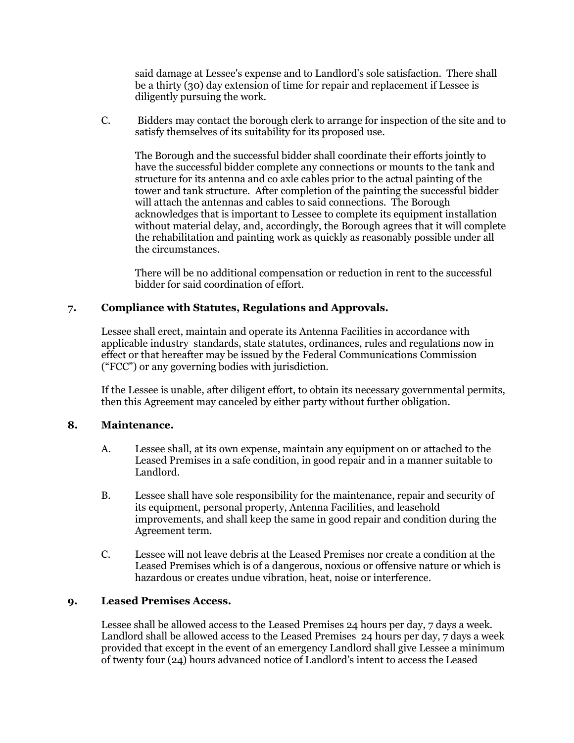said damage at Lessee's expense and to Landlord's sole satisfaction. There shall be a thirty (30) day extension of time for repair and replacement if Lessee is diligently pursuing the work.

C. Bidders may contact the borough clerk to arrange for inspection of the site and to satisfy themselves of its suitability for its proposed use.

The Borough and the successful bidder shall coordinate their efforts jointly to have the successful bidder complete any connections or mounts to the tank and structure for its antenna and co axle cables prior to the actual painting of the tower and tank structure. After completion of the painting the successful bidder will attach the antennas and cables to said connections. The Borough acknowledges that is important to Lessee to complete its equipment installation without material delay, and, accordingly, the Borough agrees that it will complete the rehabilitation and painting work as quickly as reasonably possible under all the circumstances.

There will be no additional compensation or reduction in rent to the successful bidder for said coordination of effort.

**7. Compliance with Statutes, Regulations and Approvals.**

Lessee shall erect, maintain and operate its Antenna Facilities in accordance with applicable industry standards, state statutes, ordinances, rules and regulations now in effect or that hereafter may be issued by the Federal Communications Commission ("FCC") or any governing bodies with jurisdiction.

If the Lessee is unable, after diligent effort, to obtain its necessary governmental permits, then this Agreement may canceled by either party without further obligation.

**8. Maintenance.**

A. Lessee shall, at its own expense, maintain any equipment on or attached to the Leased Premises in a safe condition, in good repair and in a manner suitable to Landlord.

B. Lessee shall have sole responsibility for the maintenance, repair and security of its equipment, personal property, Antenna Facilities, and leasehold improvements, and shall keep the same in good repair and condition during the Agreement term.

C. Lessee will not leave debris at the Leased Premises nor create a condition at the Leased Premises which is of a dangerous, noxious or offensive nature or which is hazardous or creates undue vibration, heat, noise or interference.

**9. Leased Premises Access.**

Lessee shall be allowed access to the Leased Premises 24 hours per day, 7 days a week. Landlord shall be allowed access to the Leased Premises 24 hours per day, 7 days a week provided that except in the event of an emergency Landlord shall give Lessee a minimum of twenty four (24) hours advanced notice of Landlord's intent to access the Leased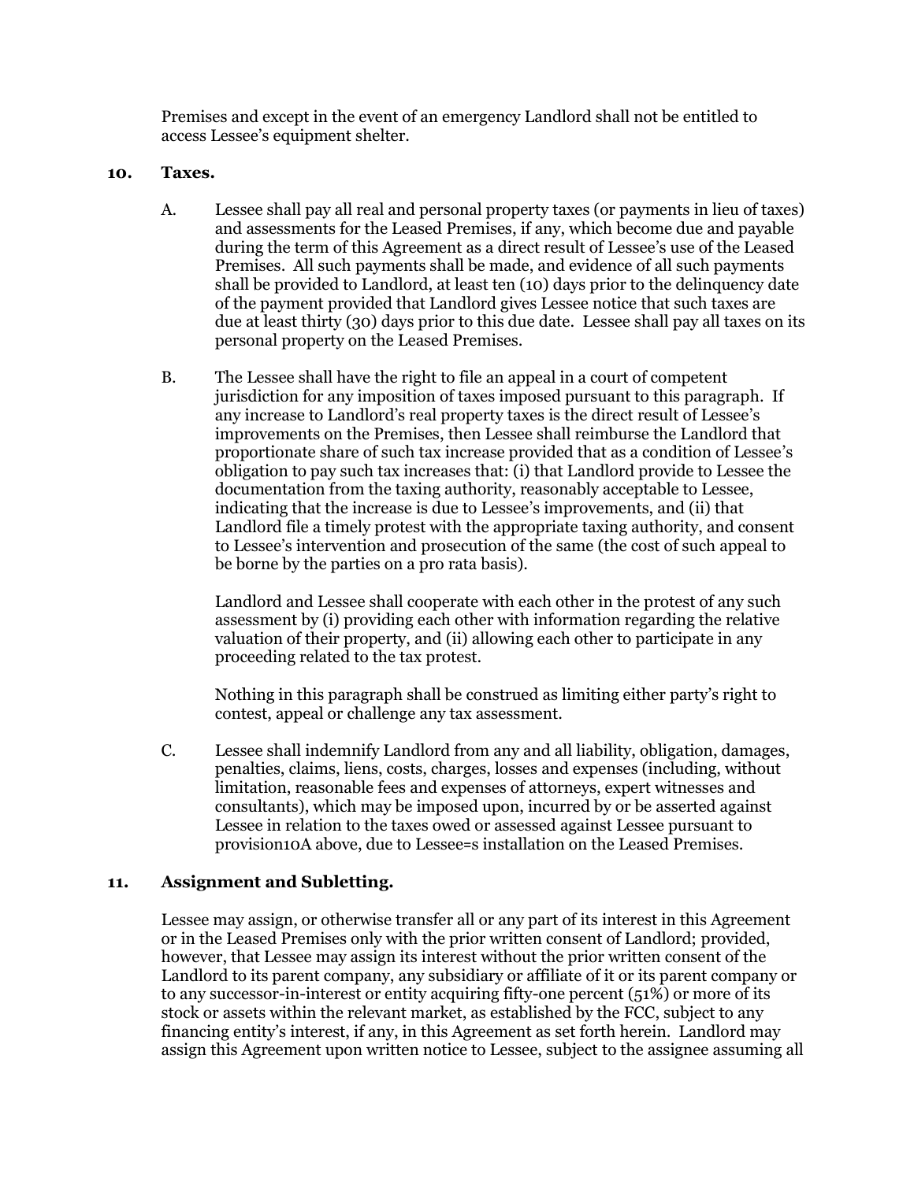Premises and except in the event of an emergency Landlord shall not be entitled to access Lessee's equipment shelter.

**10. Taxes.**

A. Lessee shall pay all real and personal property taxes (or payments in lieu of taxes) and assessments for the Leased Premises, if any, which become due and payable during the term of this Agreement as a direct result of Lessee's use of the Leased Premises. All such payments shall be made, and evidence of all such payments shall be provided to Landlord, at least ten (10) days prior to the delinquency date of the payment provided that Landlord gives Lessee notice that such taxes are due at least thirty (30) days prior to this due date. Lessee shall pay all taxes on its personal property on the Leased Premises.

B. The Lessee shall have the right to file an appeal in a court of competent jurisdiction for any imposition of taxes imposed pursuant to this paragraph. If any increase to Landlord's real property taxes is the direct result of Lessee's improvements on the Premises, then Lessee shall reimburse the Landlord that proportionate share of such tax increase provided that as a condition of Lessee's obligation to pay such tax increases that: (i) that Landlord provide to Lessee the documentation from the taxing authority, reasonably acceptable to Lessee, indicating that the increase is due to Lessee's improvements, and (ii) that Landlord file a timely protest with the appropriate taxing authority, and consent to Lessee's intervention and prosecution of the same (the cost of such appeal to be borne by the parties on a pro rata basis).

Landlord and Lessee shall cooperate with each other in the protest of any such assessment by (i) providing each other with information regarding the relative valuation of their property, and (ii) allowing each other to participate in any proceeding related to the tax protest.

Nothing in this paragraph shall be construed as limiting either party's right to contest, appeal or challenge any tax assessment.

C. Lessee shall indemnify Landlord from any and all liability, obligation, damages, penalties, claims, liens, costs, charges, losses and expenses (including, without limitation, reasonable fees and expenses of attorneys, expert witnesses and consultants), which may be imposed upon, incurred by or be asserted against Lessee in relation to the taxes owed or assessed against Lessee pursuant to provision10A above, due to Lessee=s installation on the Leased Premises.

**11. Assignment and Subletting.**

Lessee may assign, or otherwise transfer all or any part of its interest in this Agreement or in the Leased Premises only with the prior written consent of Landlord; provided, however, that Lessee may assign its interest without the prior written consent of the Landlord to its parent company, any subsidiary or affiliate of it or its parent company or to any successor-in-interest or entity acquiring fifty-one percent (51%) or more of its stock or assets within the relevant market, as established by the FCC, subject to any financing entity's interest, if any, in this Agreement as set forth herein. Landlord may assign this Agreement upon written notice to Lessee, subject to the assignee assuming all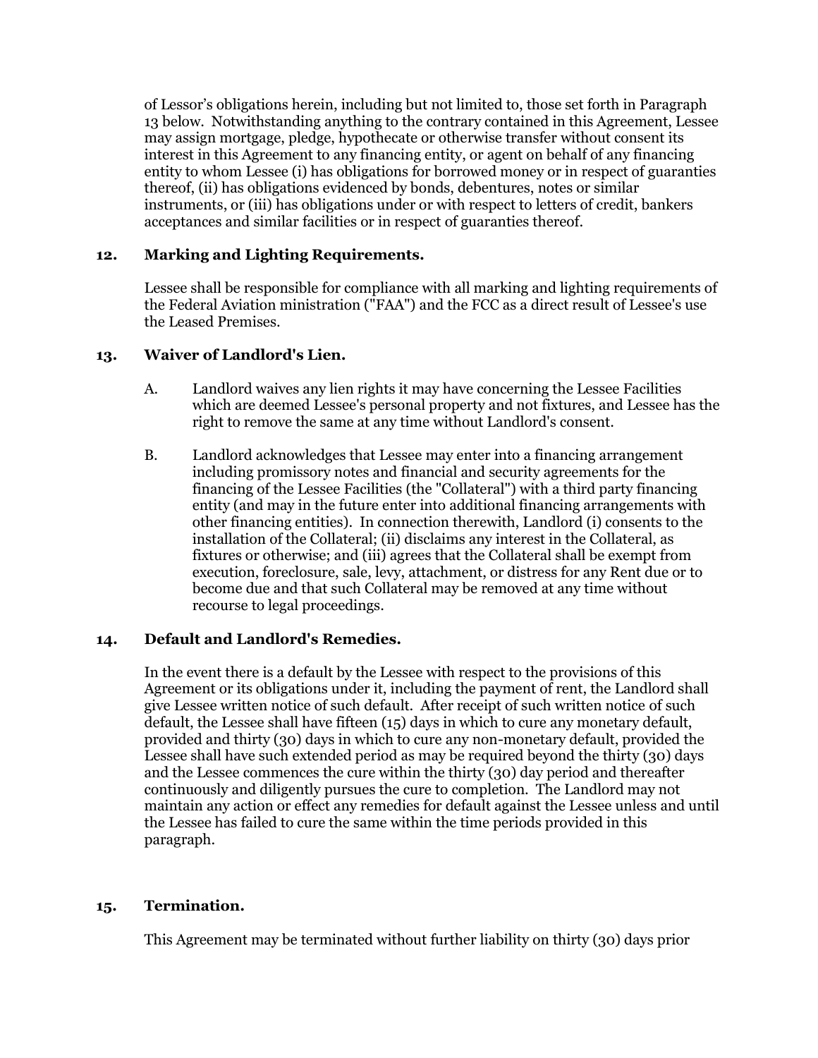of Lessor's obligations herein, including but not limited to, those set forth in Paragraph 13 below. Notwithstanding anything to the contrary contained in this Agreement, Lessee may assign mortgage, pledge, hypothecate or otherwise transfer without consent its interest in this Agreement to any financing entity, or agent on behalf of any financing entity to whom Lessee (i) has obligations for borrowed money or in respect of guaranties thereof, (ii) has obligations evidenced by bonds, debentures, notes or similar instruments, or (iii) has obligations under or with respect to letters of credit, bankers acceptances and similar facilities or in respect of guaranties thereof.

**12. Marking and Lighting Requirements.**

Lessee shall be responsible for compliance with all marking and lighting requirements of the Federal Aviation ministration ("FAA") and the FCC as a direct result of Lessee's use the Leased Premises.

**13. Waiver of Landlord's Lien.**

A. Landlord waives any lien rights it may have concerning the Lessee Facilities which are deemed Lessee's personal property and not fixtures, and Lessee has the right to remove the same at any time without Landlord's consent.

B. Landlord acknowledges that Lessee may enter into a financing arrangement including promissory notes and financial and security agreements for the financing of the Lessee Facilities (the "Collateral") with a third party financing entity (and may in the future enter into additional financing arrangements with other financing entities). In connection therewith, Landlord (i) consents to the installation of the Collateral; (ii) disclaims any interest in the Collateral, as fixtures or otherwise; and (iii) agrees that the Collateral shall be exempt from execution, foreclosure, sale, levy, attachment, or distress for any Rent due or to become due and that such Collateral may be removed at any time without recourse to legal proceedings.

**14. Default and Landlord's Remedies.**

In the event there is a default by the Lessee with respect to the provisions of this Agreement or its obligations under it, including the payment of rent, the Landlord shall give Lessee written notice of such default. After receipt of such written notice of such default, the Lessee shall have fifteen (15) days in which to cure any monetary default, provided and thirty (30) days in which to cure any non-monetary default, provided the Lessee shall have such extended period as may be required beyond the thirty (30) days and the Lessee commences the cure within the thirty (30) day period and thereafter continuously and diligently pursues the cure to completion. The Landlord may not maintain any action or effect any remedies for default against the Lessee unless and until the Lessee has failed to cure the same within the time periods provided in this paragraph.

**15. Termination.**

This Agreement may be terminated without further liability on thirty (30) days prior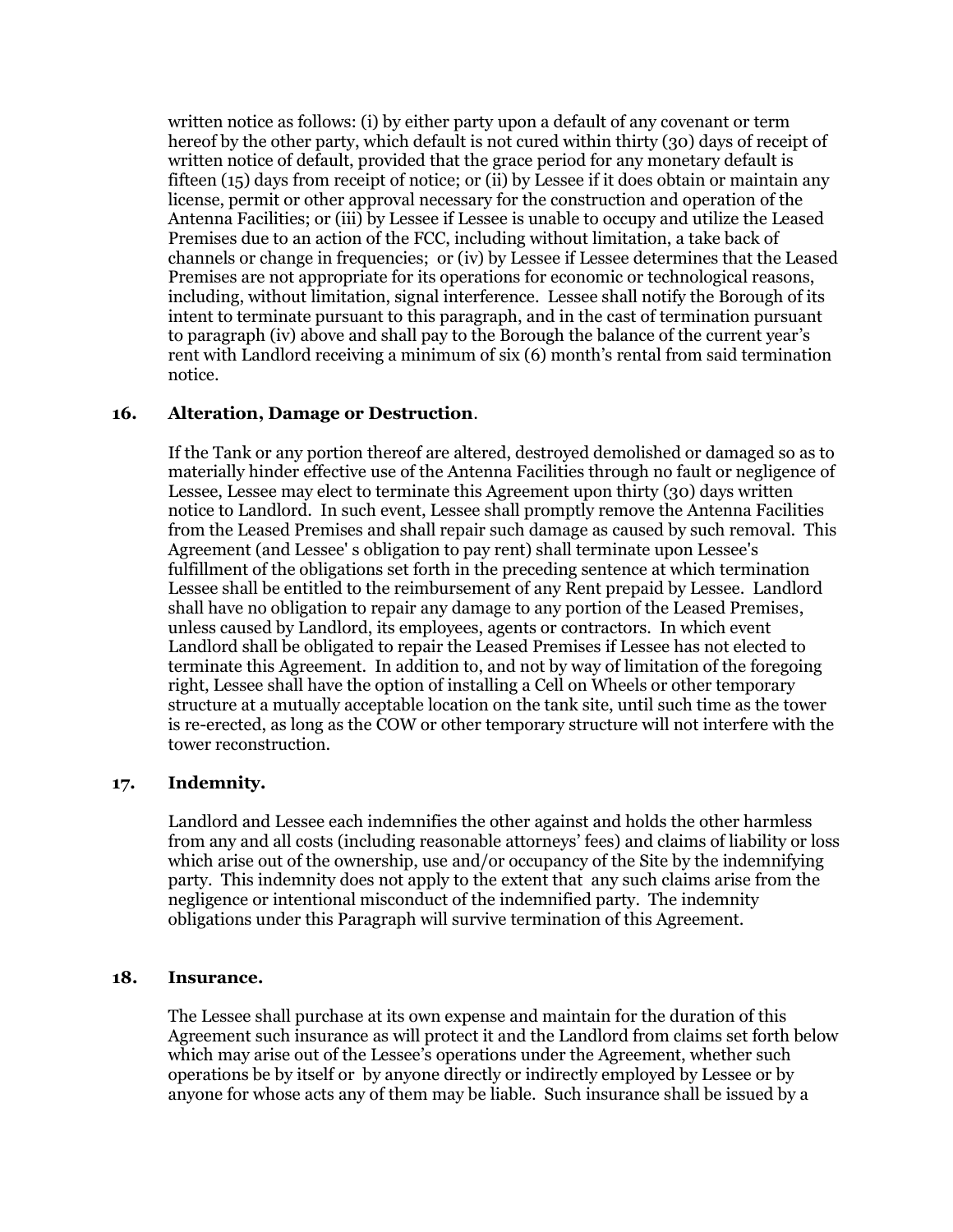written notice as follows: (i) by either party upon a default of any covenant or term hereof by the other party, which default is not cured within thirty (30) days of receipt of written notice of default, provided that the grace period for any monetary default is fifteen (15) days from receipt of notice; or (ii) by Lessee if it does obtain or maintain any license, permit or other approval necessary for the construction and operation of the Antenna Facilities; or (iii) by Lessee if Lessee is unable to occupy and utilize the Leased Premises due to an action of the FCC, including without limitation, a take back of channels or change in frequencies; or (iv) by Lessee if Lessee determines that the Leased Premises are not appropriate for its operations for economic or technological reasons, including, without limitation, signal interference. Lessee shall notify the Borough of its intent to terminate pursuant to this paragraph, and in the cast of termination pursuant to paragraph (iv) above and shall pay to the Borough the balance of the current year's rent with Landlord receiving a minimum of six (6) month's rental from said termination notice.

**16. Alteration, Damage or Destruction**.

If the Tank or any portion thereof are altered, destroyed demolished or damaged so as to materially hinder effective use of the Antenna Facilities through no fault or negligence of Lessee, Lessee may elect to terminate this Agreement upon thirty (30) days written notice to Landlord. In such event, Lessee shall promptly remove the Antenna Facilities from the Leased Premises and shall repair such damage as caused by such removal. This Agreement (and Lessee' s obligation to pay rent) shall terminate upon Lessee's fulfillment of the obligations set forth in the preceding sentence at which termination Lessee shall be entitled to the reimbursement of any Rent prepaid by Lessee. Landlord shall have no obligation to repair any damage to any portion of the Leased Premises, unless caused by Landlord, its employees, agents or contractors. In which event Landlord shall be obligated to repair the Leased Premises if Lessee has not elected to terminate this Agreement. In addition to, and not by way of limitation of the foregoing right, Lessee shall have the option of installing a Cell on Wheels or other temporary structure at a mutually acceptable location on the tank site, until such time as the tower is re-erected, as long as the COW or other temporary structure will not interfere with the tower reconstruction.

**17. Indemnity.**

Landlord and Lessee each indemnifies the other against and holds the other harmless from any and all costs (including reasonable attorneys' fees) and claims of liability or loss which arise out of the ownership, use and/or occupancy of the Site by the indemnifying party. This indemnity does not apply to the extent that any such claims arise from the negligence or intentional misconduct of the indemnified party. The indemnity obligations under this Paragraph will survive termination of this Agreement.

**18. Insurance.**

The Lessee shall purchase at its own expense and maintain for the duration of this Agreement such insurance as will protect it and the Landlord from claims set forth below which may arise out of the Lessee's operations under the Agreement, whether such operations be by itself or by anyone directly or indirectly employed by Lessee or by anyone for whose acts any of them may be liable. Such insurance shall be issued by a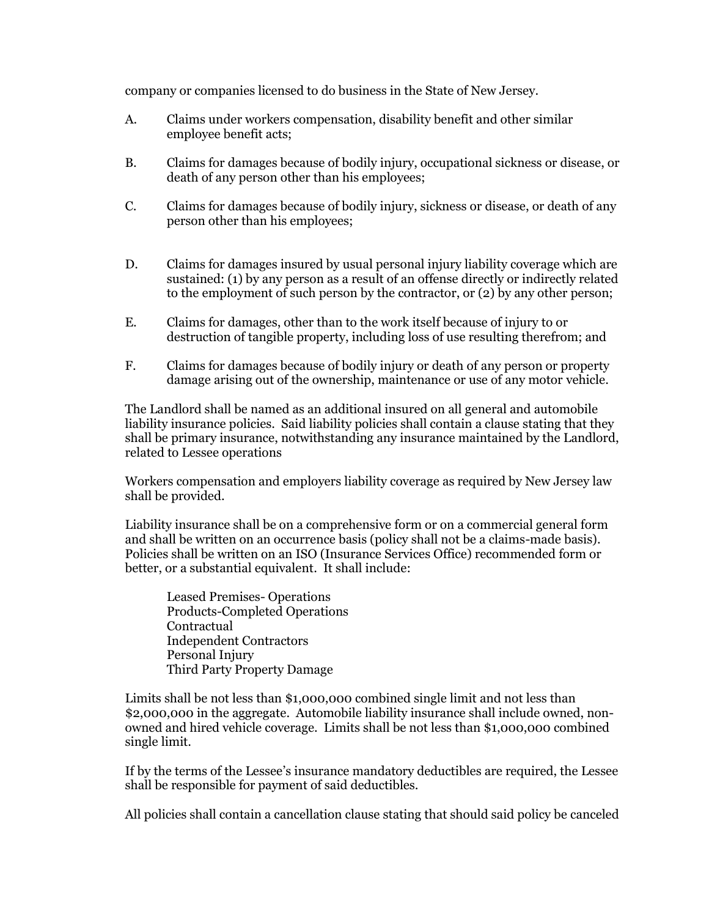company or companies licensed to do business in the State of New Jersey.

A. Claims under workers compensation, disability benefit and other similar employee benefit acts;

B. Claims for damages because of bodily injury, occupational sickness or disease, or death of any person other than his employees;

C. Claims for damages because of bodily injury, sickness or disease, or death of any person other than his employees;

D. Claims for damages insured by usual personal injury liability coverage which are sustained: (1) by any person as a result of an offense directly or indirectly related to the employment of such person by the contractor, or (2) by any other person;

E. Claims for damages, other than to the work itself because of injury to or destruction of tangible property, including loss of use resulting therefrom; and

F. Claims for damages because of bodily injury or death of any person or property damage arising out of the ownership, maintenance or use of any motor vehicle.

The Landlord shall be named as an additional insured on all general and automobile liability insurance policies. Said liability policies shall contain a clause stating that they shall be primary insurance, notwithstanding any insurance maintained by the Landlord, related to Lessee operations

Workers compensation and employers liability coverage as required by New Jersey law shall be provided.

Liability insurance shall be on a comprehensive form or on a commercial general form and shall be written on an occurrence basis (policy shall not be a claims-made basis). Policies shall be written on an ISO (Insurance Services Office) recommended form or better, or a substantial equivalent. It shall include:

Leased Premises- Operations
Products-Completed Operations
Contractual
Independent Contractors
Personal Injury
Third Party Property Damage

Limits shall be not less than $1,000,000 combined single limit and not less than $2,000,000 in the aggregate. Automobile liability insurance shall include owned, non-owned and hired vehicle coverage. Limits shall be not less than $1,000,000 combined single limit.

If by the terms of the Lessee's insurance mandatory deductibles are required, the Lessee shall be responsible for payment of said deductibles.

All policies shall contain a cancellation clause stating that should said policy be canceled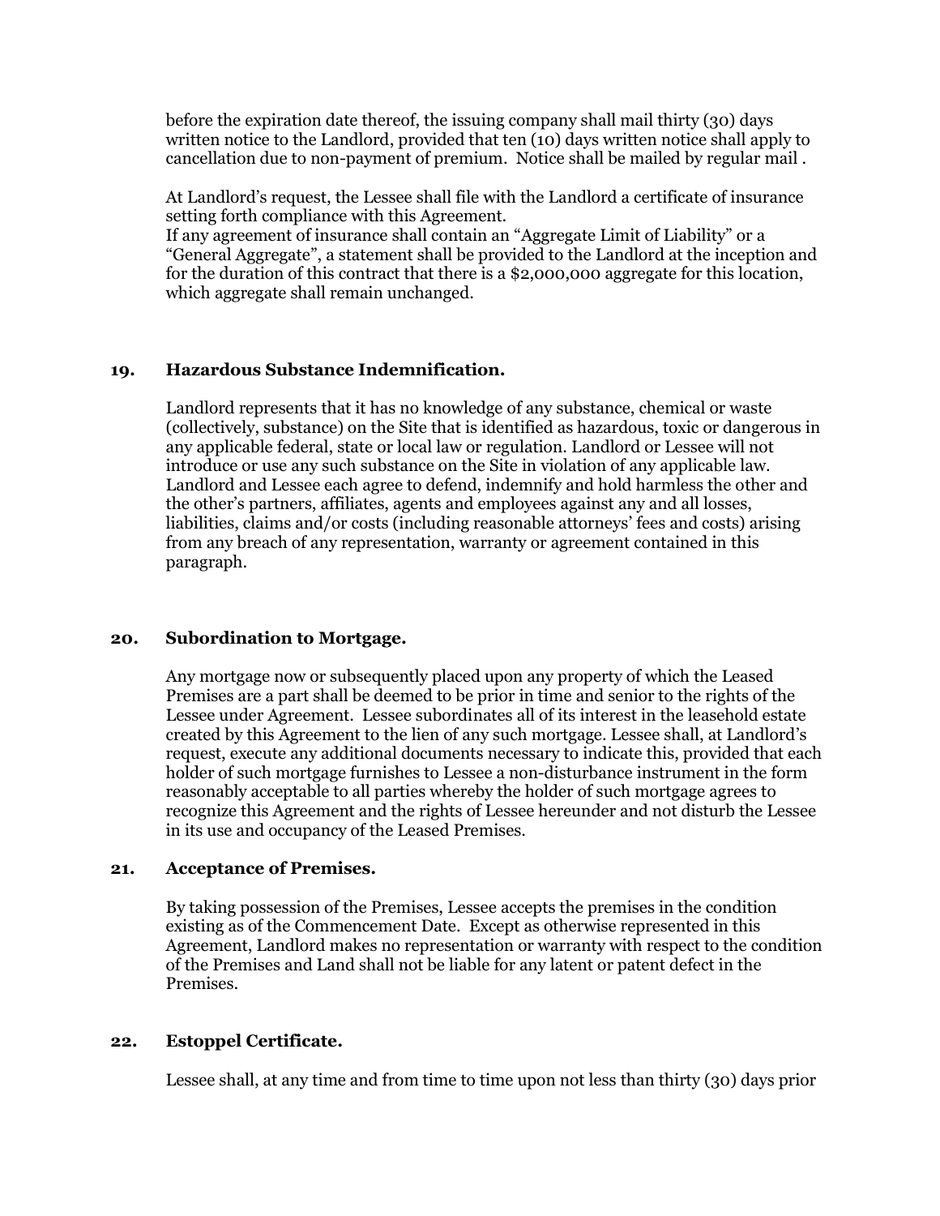before the expiration date thereof, the issuing company shall mail thirty (30) days written notice to the Landlord, provided that ten (10) days written notice shall apply to cancellation due to non-payment of premium. Notice shall be mailed by regular mail .

At Landlord's request, the Lessee shall file with the Landlord a certificate of insurance setting forth compliance with this Agreement.
If any agreement of insurance shall contain an "Aggregate Limit of Liability" or a "General Aggregate", a statement shall be provided to the Landlord at the inception and for the duration of this contract that there is a $2,000,000 aggregate for this location, which aggregate shall remain unchanged.

## 19. Hazardous Substance Indemnification.

Landlord represents that it has no knowledge of any substance, chemical or waste (collectively, substance) on the Site that is identified as hazardous, toxic or dangerous in any applicable federal, state or local law or regulation. Landlord or Lessee will not introduce or use any such substance on the Site in violation of any applicable law. Landlord and Lessee each agree to defend, indemnify and hold harmless the other and the other's partners, affiliates, agents and employees against any and all losses, liabilities, claims and/or costs (including reasonable attorneys' fees and costs) arising from any breach of any representation, warranty or agreement contained in this paragraph.

## 20. Subordination to Mortgage.

Any mortgage now or subsequently placed upon any property of which the Leased Premises are a part shall be deemed to be prior in time and senior to the rights of the Lessee under Agreement. Lessee subordinates all of its interest in the leasehold estate created by this Agreement to the lien of any such mortgage. Lessee shall, at Landlord's request, execute any additional documents necessary to indicate this, provided that each holder of such mortgage furnishes to Lessee a non-disturbance instrument in the form reasonably acceptable to all parties whereby the holder of such mortgage agrees to recognize this Agreement and the rights of Lessee hereunder and not disturb the Lessee in its use and occupancy of the Leased Premises.

## 21. Acceptance of Premises.

By taking possession of the Premises, Lessee accepts the premises in the condition existing as of the Commencement Date. Except as otherwise represented in this Agreement, Landlord makes no representation or warranty with respect to the condition of the Premises and Land shall not be liable for any latent or patent defect in the Premises.

## 22. Estoppel Certificate.

Lessee shall, at any time and from time to time upon not less than thirty (30) days prior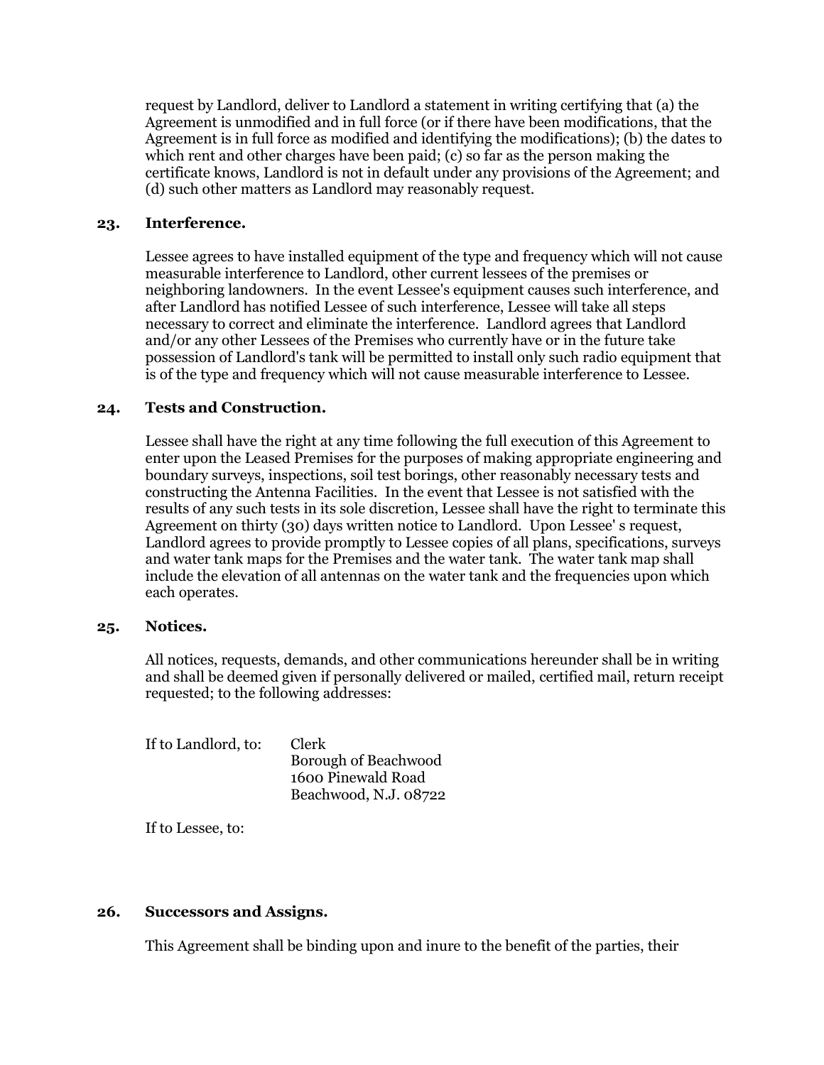request by Landlord, deliver to Landlord a statement in writing certifying that (a) the Agreement is unmodified and in full force (or if there have been modifications, that the Agreement is in full force as modified and identifying the modifications); (b) the dates to which rent and other charges have been paid; (c) so far as the person making the certificate knows, Landlord is not in default under any provisions of the Agreement; and (d) such other matters as Landlord may reasonably request.

**23. Interference.**

Lessee agrees to have installed equipment of the type and frequency which will not cause measurable interference to Landlord, other current lessees of the premises or neighboring landowners. In the event Lessee's equipment causes such interference, and after Landlord has notified Lessee of such interference, Lessee will take all steps necessary to correct and eliminate the interference. Landlord agrees that Landlord and/or any other Lessees of the Premises who currently have or in the future take possession of Landlord's tank will be permitted to install only such radio equipment that is of the type and frequency which will not cause measurable interference to Lessee.

**24. Tests and Construction.**

Lessee shall have the right at any time following the full execution of this Agreement to enter upon the Leased Premises for the purposes of making appropriate engineering and boundary surveys, inspections, soil test borings, other reasonably necessary tests and constructing the Antenna Facilities. In the event that Lessee is not satisfied with the results of any such tests in its sole discretion, Lessee shall have the right to terminate this Agreement on thirty (30) days written notice to Landlord. Upon Lessee' s request, Landlord agrees to provide promptly to Lessee copies of all plans, specifications, surveys and water tank maps for the Premises and the water tank. The water tank map shall include the elevation of all antennas on the water tank and the frequencies upon which each operates.

**25. Notices.**

All notices, requests, demands, and other communications hereunder shall be in writing and shall be deemed given if personally delivered or mailed, certified mail, return receipt requested; to the following addresses:

If to Landlord, to: Clerk
Borough of Beachwood
1600 Pinewald Road
Beachwood, N.J. 08722

If to Lessee, to:

**26. Successors and Assigns.**

This Agreement shall be binding upon and inure to the benefit of the parties, their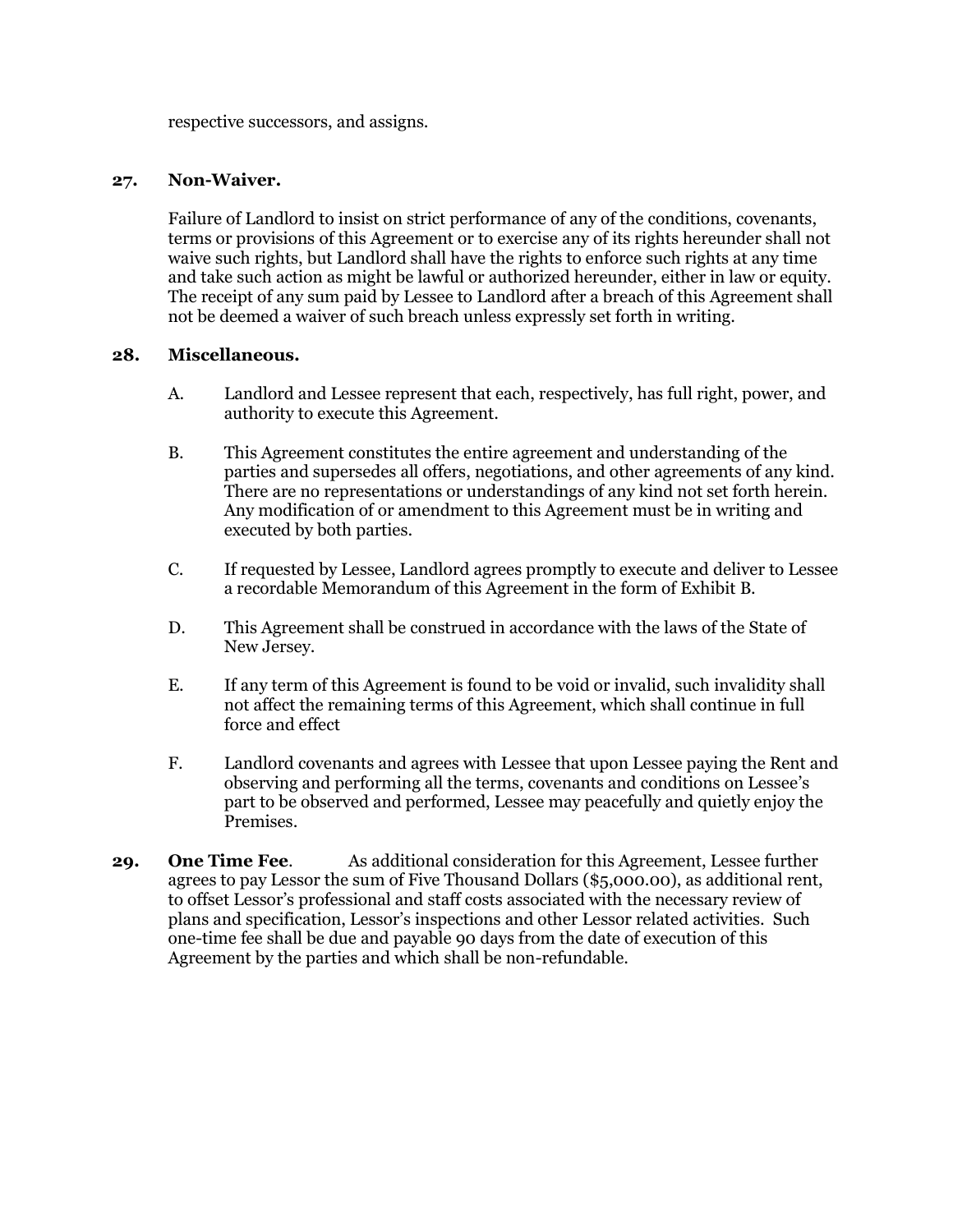respective successors, and assigns.

**27. Non-Waiver.**

Failure of Landlord to insist on strict performance of any of the conditions, covenants, terms or provisions of this Agreement or to exercise any of its rights hereunder shall not waive such rights, but Landlord shall have the rights to enforce such rights at any time and take such action as might be lawful or authorized hereunder, either in law or equity. The receipt of any sum paid by Lessee to Landlord after a breach of this Agreement shall not be deemed a waiver of such breach unless expressly set forth in writing.

**28. Miscellaneous.**

A. Landlord and Lessee represent that each, respectively, has full right, power, and authority to execute this Agreement.

B. This Agreement constitutes the entire agreement and understanding of the parties and supersedes all offers, negotiations, and other agreements of any kind. There are no representations or understandings of any kind not set forth herein. Any modification of or amendment to this Agreement must be in writing and executed by both parties.

C. If requested by Lessee, Landlord agrees promptly to execute and deliver to Lessee a recordable Memorandum of this Agreement in the form of Exhibit B.

D. This Agreement shall be construed in accordance with the laws of the State of New Jersey.

E. If any term of this Agreement is found to be void or invalid, such invalidity shall not affect the remaining terms of this Agreement, which shall continue in full force and effect

F. Landlord covenants and agrees with Lessee that upon Lessee paying the Rent and observing and performing all the terms, covenants and conditions on Lessee's part to be observed and performed, Lessee may peacefully and quietly enjoy the Premises.

**29. One Time Fee**. As additional consideration for this Agreement, Lessee further agrees to pay Lessor the sum of Five Thousand Dollars ($5,000.00), as additional rent, to offset Lessor's professional and staff costs associated with the necessary review of plans and specification, Lessor's inspections and other Lessor related activities. Such one-time fee shall be due and payable 90 days from the date of execution of this Agreement by the parties and which shall be non-refundable.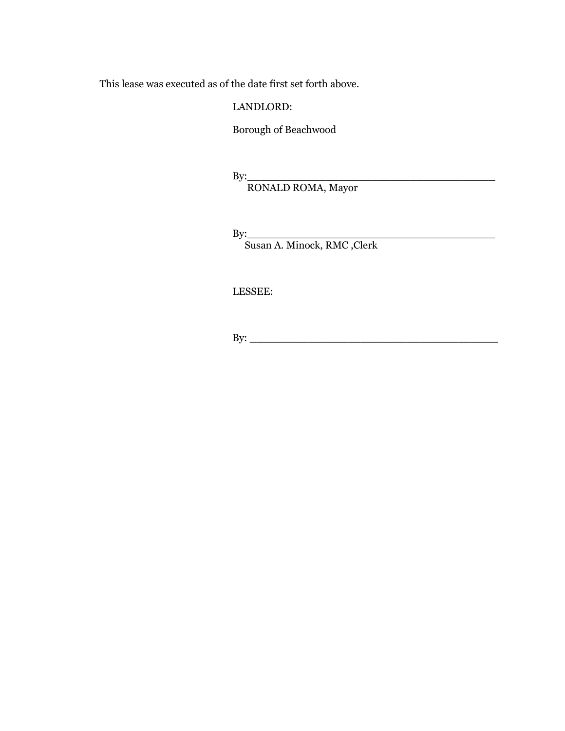This lease was executed as of the date first set forth above.

LANDLORD:

Borough of Beachwood

By:________________________________________
RONALD ROMA, Mayor

By:________________________________________
Susan A. Minock, RMC ,Clerk

LESSEE:

By: ________________________________________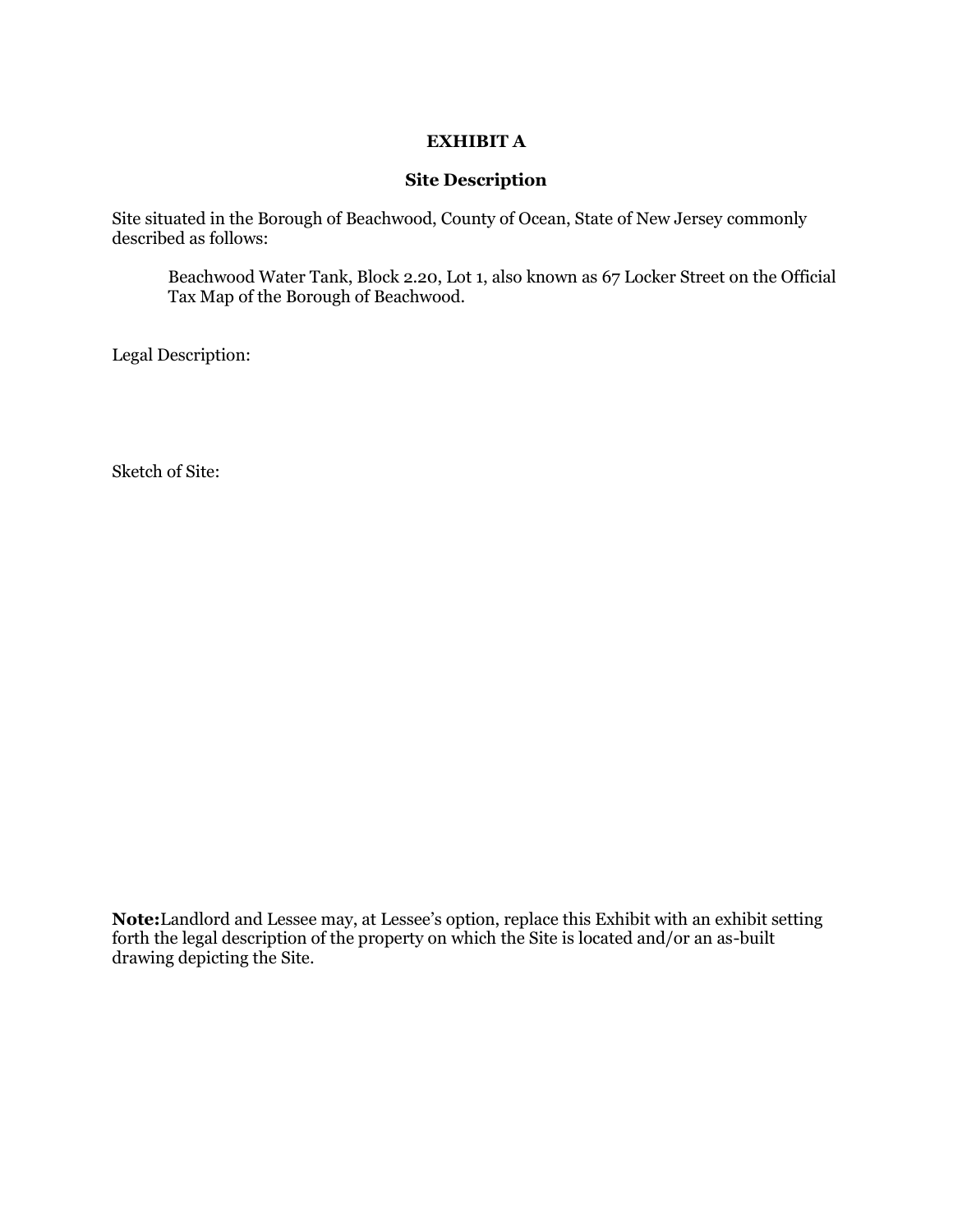# EXHIBIT A

## Site Description

Site situated in the Borough of Beachwood, County of Ocean, State of New Jersey commonly described as follows:

> Beachwood Water Tank, Block 2.20, Lot 1, also known as 67 Locker Street on the Official Tax Map of the Borough of Beachwood.

Legal Description:

Sketch of Site:

**Note:**Landlord and Lessee may, at Lessee's option, replace this Exhibit with an exhibit setting forth the legal description of the property on which the Site is located and/or an as-built drawing depicting the Site.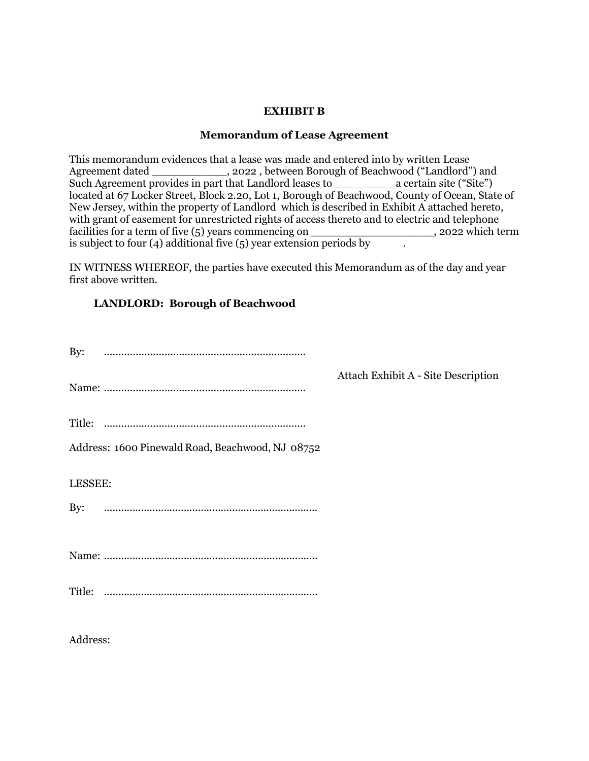**EXHIBIT B**

**Memorandum of Lease Agreement**

This memorandum evidences that a lease was made and entered into by written Lease Agreement dated ___________, 2022 , between Borough of Beachwood ("Landlord") and Such Agreement provides in part that Landlord leases to ________ a certain site ("Site") located at 67 Locker Street, Block 2.20, Lot 1, Borough of Beachwood, County of Ocean, State of New Jersey, within the property of Landlord which is described in Exhibit A attached hereto, with grant of easement for unrestricted rights of access thereto and to electric and telephone facilities for a term of five (5) years commencing on _________________, 2022 which term is subject to four (4) additional five (5) year extension periods by .

IN WITNESS WHEREOF, the parties have executed this Memorandum as of the day and year first above written.

**LANDLORD: Borough of Beachwood**

By: ......................................................................

Name: ......................................................................

Title: ......................................................................

Address: 1600 Pinewald Road, Beachwood, NJ 08752

Attach Exhibit A - Site Description

LESSEE:

By: ..........................................................................

Name: ..........................................................................

Title: ..........................................................................

Address: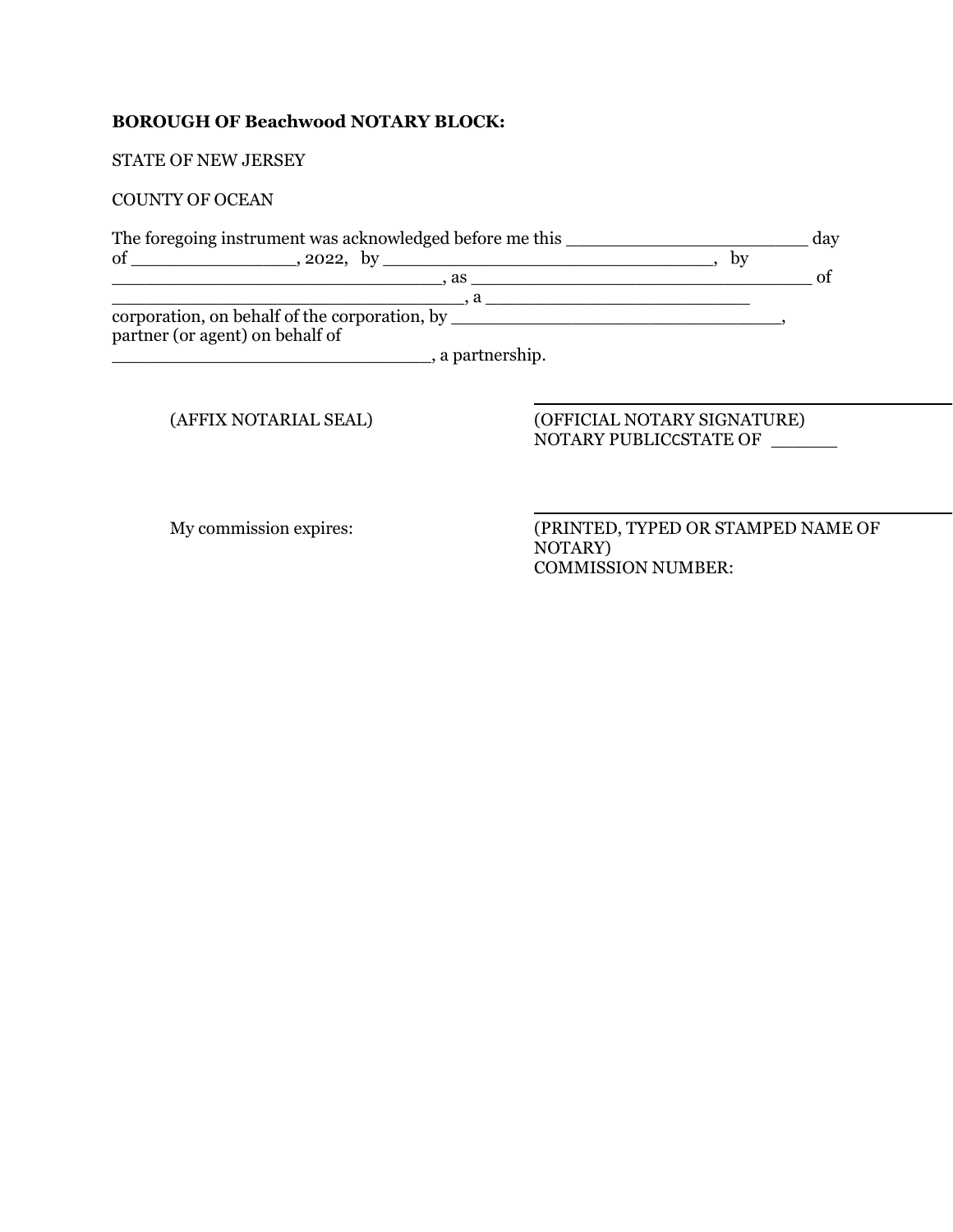**BOROUGH OF Beachwood NOTARY BLOCK:**

STATE OF NEW JERSEY

COUNTY OF OCEAN

The foregoing instrument was acknowledged before me this ______________________ day of _______________, 2022, by ______________________________, by ______________________________, as ______________________________ of ______________________________, a ________________________ corporation, on behalf of the corporation, by ______________________________, partner (or agent) on behalf of ____________________________, a partnership.

(AFFIX NOTARIAL SEAL)

______________________________
(OFFICIAL NOTARY SIGNATURE)
NOTARY PUBLICCSTATE OF ______

My commission expires:

______________________________
(PRINTED, TYPED OR STAMPED NAME OF NOTARY)
COMMISSION NUMBER: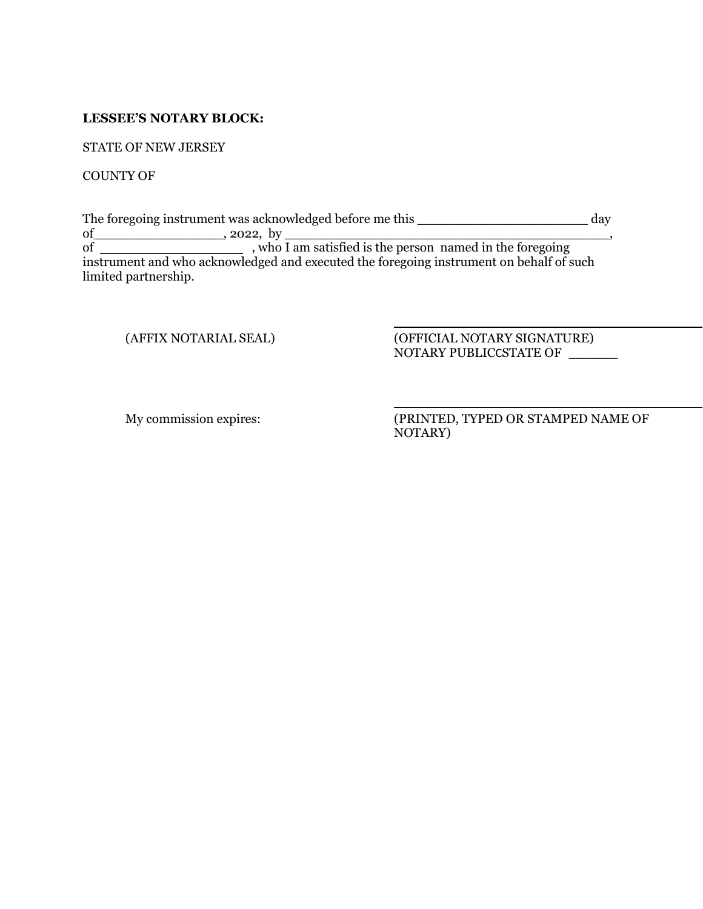**LESSEE'S NOTARY BLOCK:**

STATE OF NEW JERSEY

COUNTY OF

The foregoing instrument was acknowledged before me this ______________________ day of________________, 2022, by __________________________________________, of __________________ , who I am satisfied is the person named in the foregoing instrument and who acknowledged and executed the foregoing instrument on behalf of such limited partnership.

(AFFIX NOTARIAL SEAL)

______________________________________
(OFFICIAL NOTARY SIGNATURE)
NOTARY PUBLICCSTATE OF ______

My commission expires:

______________________________________
(PRINTED, TYPED OR STAMPED NAME OF NOTARY)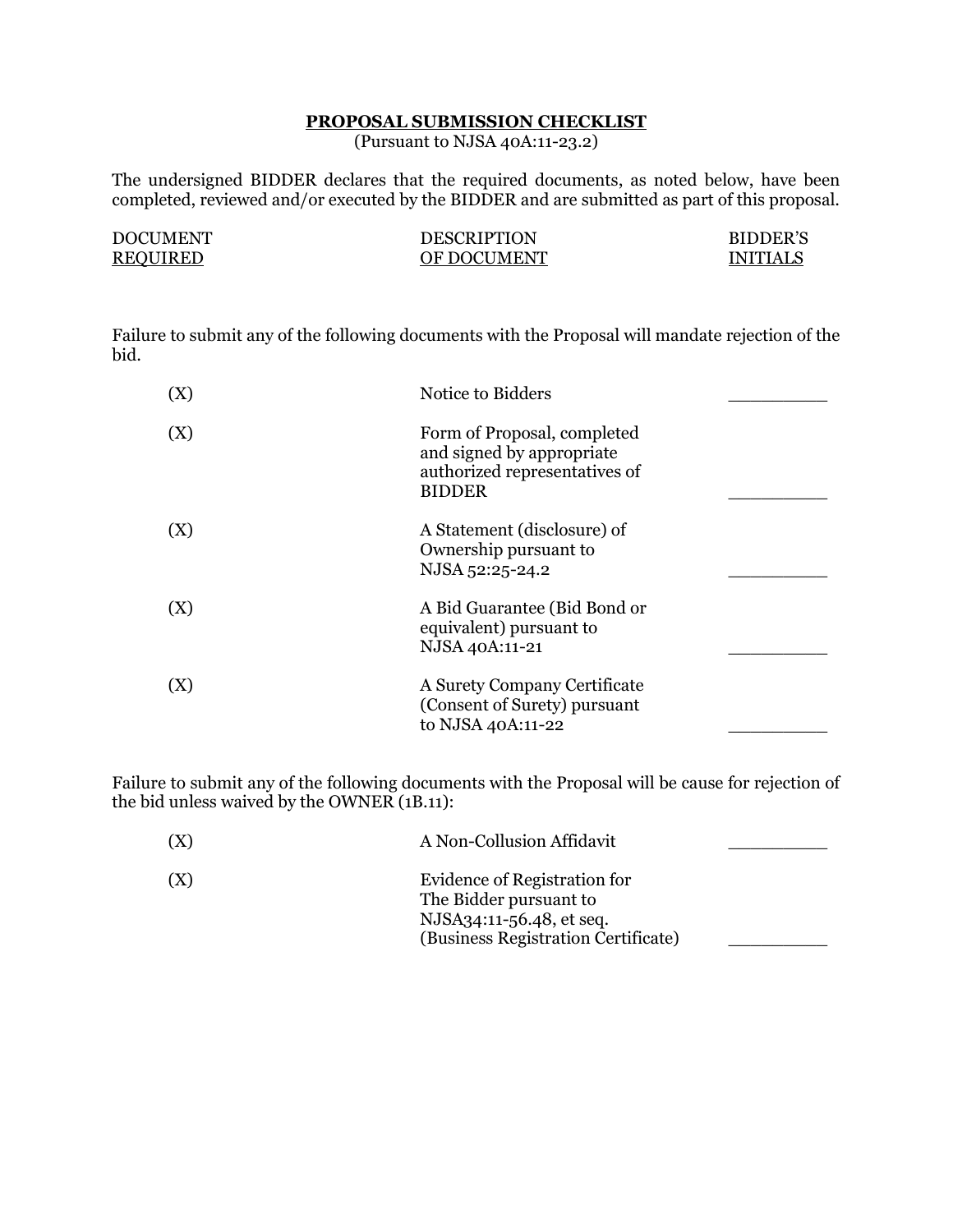**PROPOSAL SUBMISSION CHECKLIST**
(Pursuant to NJSA 40A:11-23.2)

The undersigned BIDDER declares that the required documents, as noted below, have been completed, reviewed and/or executed by the BIDDER and are submitted as part of this proposal.

| DOCUMENT REQUIRED | DESCRIPTION OF DOCUMENT | BIDDER'S INITIALS |
|---|---|---|

Failure to submit any of the following documents with the Proposal will mandate rejection of the bid.

| | | |
|---|---|---|
| (X) | Notice to Bidders | _________ |
| (X) | Form of Proposal, completed and signed by appropriate authorized representatives of BIDDER | _________ |
| (X) | A Statement (disclosure) of Ownership pursuant to NJSA 52:25-24.2 | _________ |
| (X) | A Bid Guarantee (Bid Bond or equivalent) pursuant to NJSA 40A:11-21 | _________ |
| (X) | A Surety Company Certificate (Consent of Surety) pursuant to NJSA 40A:11-22 | _________ |

Failure to submit any of the following documents with the Proposal will be cause for rejection of the bid unless waived by the OWNER (1B.11):

| | | |
|---|---|---|
| (X) | A Non-Collusion Affidavit | _________ |
| (X) | Evidence of Registration for The Bidder pursuant to NJSA34:11-56.48, et seq. (Business Registration Certificate) | _________ |